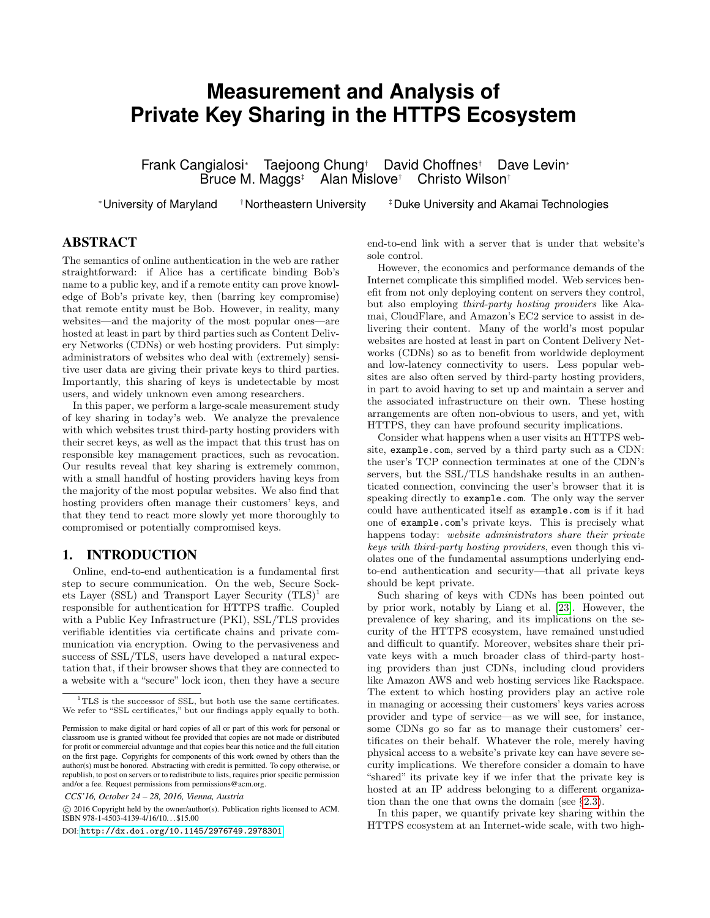# Measurement and Analysis of Private Key Sharing in the HTTPS Ecosystem

Frank Cangialosi[*] Taejoong Chung[†] David Choffnes[†] Dave Levin[*]
Bruce M. Maggs[‡] Alan Mislove[†] Christo Wilson[†]

[*]University of Maryland [†]Northeastern University [‡]Duke University and Akamai Technologies

## ABSTRACT

The semantics of online authentication in the web are rather straightforward: if Alice has a certificate binding Bob's name to a public key, and if a remote entity can prove knowledge of Bob's private key, then (barring key compromise) that remote entity must be Bob. However, in reality, many websites—and the majority of the most popular ones—are hosted at least in part by third parties such as Content Delivery Networks (CDNs) or web hosting providers. Put simply: administrators of websites who deal with (extremely) sensitive user data are giving their private keys to third parties. Importantly, this sharing of keys is undetectable by most users, and widely unknown even among researchers.

In this paper, we perform a large-scale measurement study of key sharing in today's web. We analyze the prevalence with which websites trust third-party hosting providers with their secret keys, as well as the impact that this trust has on responsible key management practices, such as revocation. Our results reveal that key sharing is extremely common, with a small handful of hosting providers having keys from the majority of the most popular websites. We also find that hosting providers often manage their customers' keys, and that they tend to react more slowly yet more thoroughly to compromised or potentially compromised keys.

## 1. INTRODUCTION

Online, end-to-end authentication is a fundamental first step to secure communication. On the web, Secure Sockets Layer (SSL) and Transport Layer Security (TLS)[1] are responsible for authentication for HTTPS traffic. Coupled with a Public Key Infrastructure (PKI), SSL/TLS provides verifiable identities via certificate chains and private communication via encryption. Owing to the pervasiveness and success of SSL/TLS, users have developed a natural expectation that, if their browser shows that they are connected to a website with a "secure" lock icon, then they have a secure end-to-end link with a server that is under that website's sole control.

However, the economics and performance demands of the Internet complicate this simplified model. Web services benefit from not only deploying content on servers they control, but also employing *third-party hosting providers* like Akamai, CloudFlare, and Amazon's EC2 service to assist in delivering their content. Many of the world's most popular websites are hosted at least in part on Content Delivery Networks (CDNs) so as to benefit from worldwide deployment and low-latency connectivity to users. Less popular websites are also often served by third-party hosting providers, in part to avoid having to set up and maintain a server and the associated infrastructure on their own. These hosting arrangements are often non-obvious to users, and yet, with HTTPS, they can have profound security implications.

Consider what happens when a user visits an HTTPS website, `example.com`, served by a third party such as a CDN: the user's TCP connection terminates at one of the CDN's servers, but the SSL/TLS handshake results in an authenticated connection, convincing the user's browser that it is speaking directly to `example.com`. The only way the server could have authenticated itself as `example.com` is if it had one of `example.com`'s private keys. This is precisely what happens today: *website administrators share their private keys with third-party hosting providers*, even though this violates one of the fundamental assumptions underlying end-to-end authentication and security—that all private keys should be kept private.

Such sharing of keys with CDNs has been pointed out by prior work, notably by Liang et al. [23]. However, the prevalence of key sharing, and its implications on the security of the HTTPS ecosystem, have remained unstudied and difficult to quantify. Moreover, websites share their private keys with a much broader class of third-party hosting providers than just CDNs, including cloud providers like Amazon AWS and web hosting services like Rackspace. The extent to which hosting providers play an active role in managing or accessing their customers' keys varies across provider and type of service—as we will see, for instance, some CDNs go so far as to manage their customers' certificates on their behalf. Whatever the role, merely having physical access to a website's private key can have severe security implications. We therefore consider a domain to have "shared" its private key if we infer that the private key is hosted at an IP address belonging to a different organization than the one that owns the domain (see §2.3).

In this paper, we quantify private key sharing within the HTTPS ecosystem at an Internet-wide scale, with two high-

[1]TLS is the successor of SSL, but both use the same certificates. We refer to "SSL certificates," but our findings apply equally to both.

Permission to make digital or hard copies of all or part of this work for personal or classroom use is granted without fee provided that copies are not made or distributed for profit or commercial advantage and that copies bear this notice and the full citation on the first page. Copyrights for components of this work owned by others than the author(s) must be honored. Abstracting with credit is permitted. To copy otherwise, or republish, to post on servers or to redistribute to lists, requires prior specific permission and/or a fee. Request permissions from permissions@acm.org.

*CCS'16, October 24 – 28, 2016, Vienna, Austria*

© 2016 Copyright held by the owner/author(s). Publication rights licensed to ACM. ISBN 978-1-4503-4139-4/16/10...$15.00

DOI: http://dx.doi.org/10.1145/2976749.2978301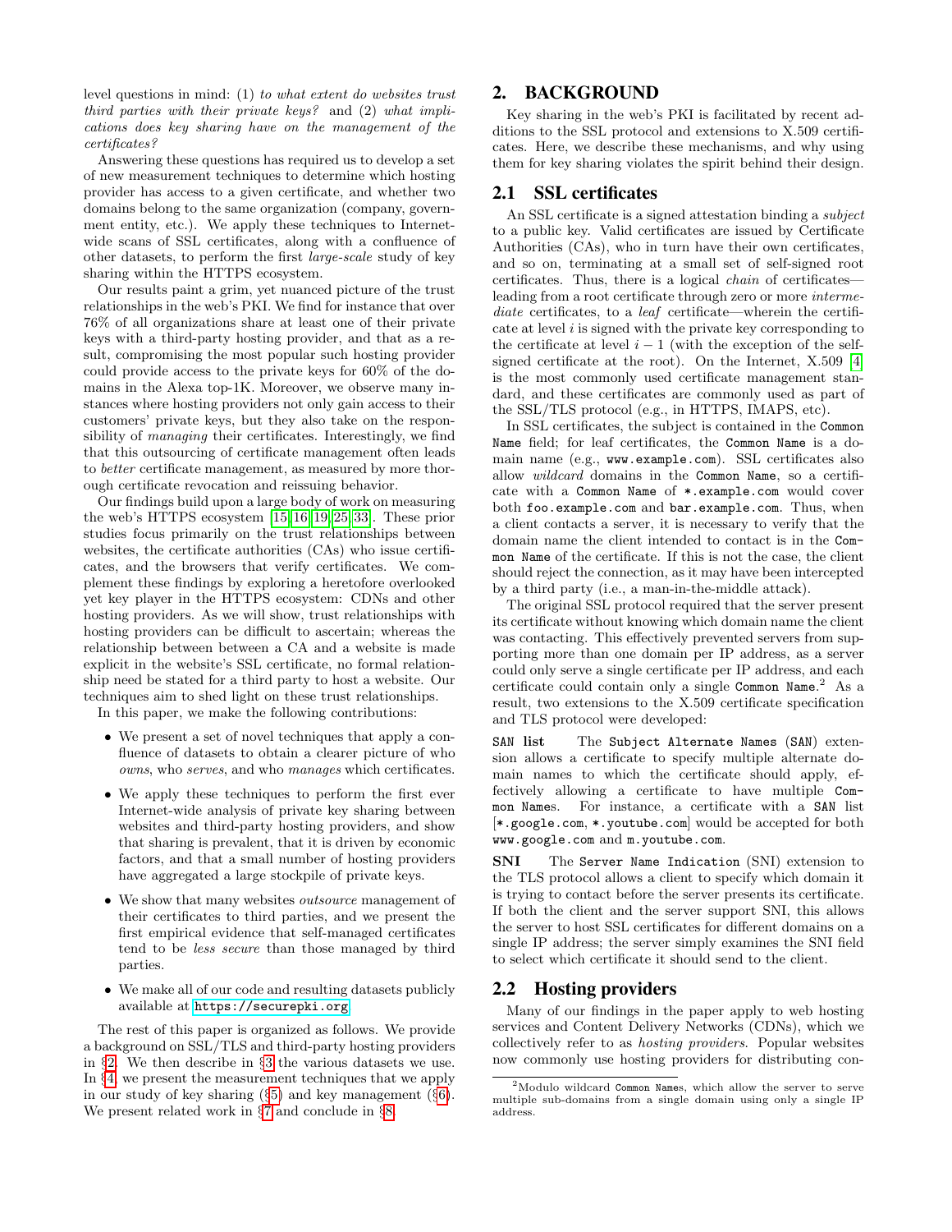level questions in mind: (1) *to what extent do websites trust third parties with their private keys?* and (2) *what implications does key sharing have on the management of the certificates?*

Answering these questions has required us to develop a set of new measurement techniques to determine which hosting provider has access to a given certificate, and whether two domains belong to the same organization (company, government entity, etc.). We apply these techniques to Internet-wide scans of SSL certificates, along with a confluence of other datasets, to perform the first *large-scale* study of key sharing within the HTTPS ecosystem.

Our results paint a grim, yet nuanced picture of the trust relationships in the web's PKI. We find for instance that over 76% of all organizations share at least one of their private keys with a third-party hosting provider, and that as a result, compromising the most popular such hosting provider could provide access to the private keys for 60% of the domains in the Alexa top-1K. Moreover, we observe many instances where hosting providers not only gain access to their customers' private keys, but they also take on the responsibility of *managing* their certificates. Interestingly, we find that this outsourcing of certificate management often leads to *better* certificate management, as measured by more thorough certificate revocation and reissuing behavior.

Our findings build upon a large body of work on measuring the web's HTTPS ecosystem [15, 16, 19, 25, 33]. These prior studies focus primarily on the trust relationships between websites, the certificate authorities (CAs) who issue certificates, and the browsers that verify certificates. We complement these findings by exploring a heretofore overlooked yet key player in the HTTPS ecosystem: CDNs and other hosting providers. As we will show, trust relationships with hosting providers can be difficult to ascertain; whereas the relationship between a CA and a website is made explicit in the website's SSL certificate, no formal relationship need be stated for a third party to host a website. Our techniques aim to shed light on these trust relationships.

In this paper, we make the following contributions:

- We present a set of novel techniques that apply a confluence of datasets to obtain a clearer picture of who *owns*, who *serves*, and who *manages* which certificates.
- We apply these techniques to perform the first ever Internet-wide analysis of private key sharing between websites and third-party hosting providers, and show that sharing is prevalent, that it is driven by economic factors, and that a small number of hosting providers have aggregated a large stockpile of private keys.
- We show that many websites *outsource* management of their certificates to third parties, and we present the first empirical evidence that self-managed certificates tend to be *less secure* than those managed by third parties.
- We make all of our code and resulting datasets publicly available at `https://securepki.org`.

The rest of this paper is organized as follows. We provide a background on SSL/TLS and third-party hosting providers in §2. We then describe in §3 the various datasets we use. In §4, we present the measurement techniques that we apply in our study of key sharing (§5) and key management (§6). We present related work in §7 and conclude in §8.

# 2. BACKGROUND

Key sharing in the web's PKI is facilitated by recent additions to the SSL protocol and extensions to X.509 certificates. Here, we describe these mechanisms, and why using them for key sharing violates the spirit behind their design.

## 2.1 SSL certificates

An SSL certificate is a signed attestation binding a *subject* to a public key. Valid certificates are issued by Certificate Authorities (CAs), who in turn have their own certificates, and so on, terminating at a small set of self-signed root certificates. Thus, there is a logical *chain* of certificates—leading from a root certificate through zero or more *intermediate* certificates, to a *leaf* certificate—wherein the certificate at level $i$ is signed with the private key corresponding to the certificate at level $i-1$ (with the exception of the self-signed certificate at the root). On the Internet, X.509 [4] is the most commonly used certificate management standard, and these certificates are commonly used as part of the SSL/TLS protocol (e.g., in HTTPS, IMAPS, etc).

In SSL certificates, the subject is contained in the `Common Name` field; for leaf certificates, the `Common Name` is a domain name (e.g., `www.example.com`). SSL certificates also allow *wildcard* domains in the `Common Name`, so a certificate with a `Common Name` of `*.example.com` would cover both `foo.example.com` and `bar.example.com`. Thus, when a client contacts a server, it is necessary to verify that the domain name the client intended to contact is in the `Common Name` of the certificate. If this is not the case, the client should reject the connection, as it may have been intercepted by a third party (i.e., a man-in-the-middle attack).

The original SSL protocol required that the server present its certificate without knowing which domain name the client was contacting. This effectively prevented servers from supporting more than one domain per IP address, as a server could only serve a single certificate per IP address, and each certificate could contain only a single `Common Name`.[2] As a result, two extensions to the X.509 certificate specification and TLS protocol were developed:

**`SAN` list** The `Subject Alternate Names` (`SAN`) extension allows a certificate to specify multiple alternate domain names to which the certificate should apply, effectively allowing a certificate to have multiple `Common Names`. For instance, a certificate with a `SAN` list [`*.google.com`, `*.youtube.com`] would be accepted for both `www.google.com` and `m.youtube.com`.

**SNI** The `Server Name Indication` (SNI) extension to the TLS protocol allows a client to specify which domain it is trying to contact before the server presents its certificate. If both the client and the server support SNI, this allows the server to host SSL certificates for different domains on a single IP address; the server simply examines the SNI field to select which certificate it should send to the client.

## 2.2 Hosting providers

Many of our findings in the paper apply to web hosting services and Content Delivery Networks (CDNs), which we collectively refer to as *hosting providers*. Popular websites now commonly use hosting providers for distributing con-

[2] Modulo wildcard `Common Names`, which allow the server to serve multiple sub-domains from a single domain using only a single IP address.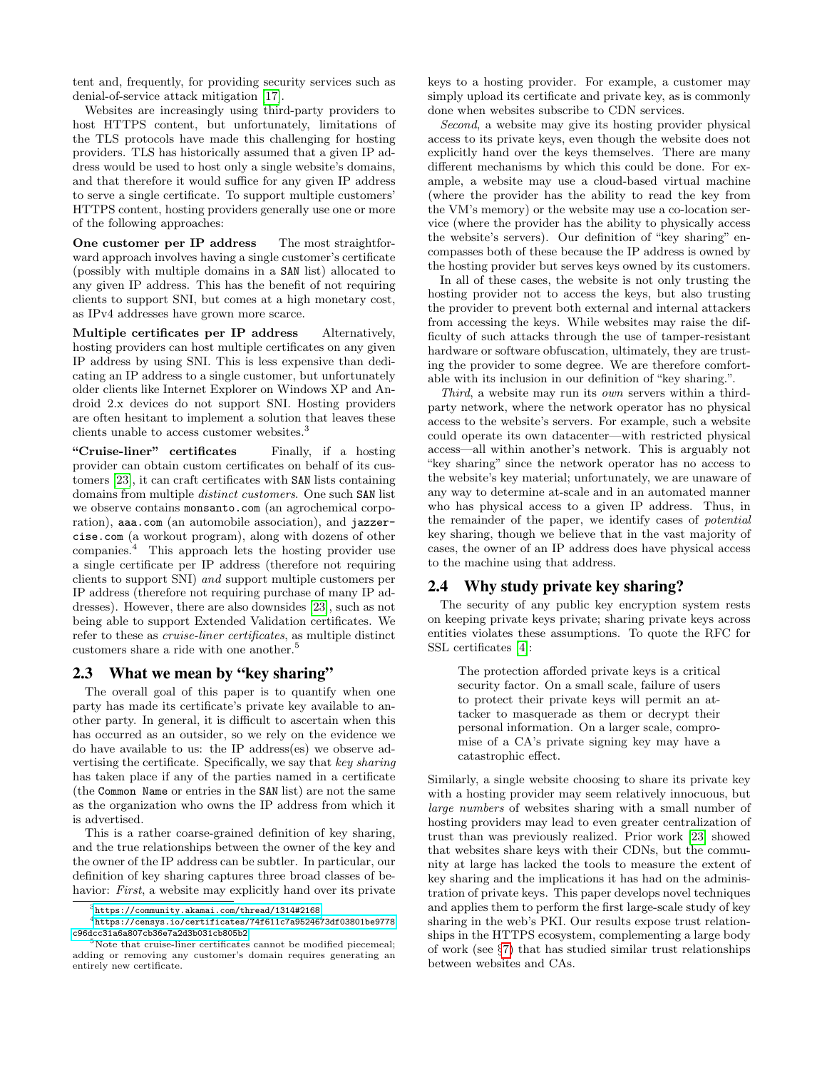tent and, frequently, for providing security services such as denial-of-service attack mitigation [17].

Websites are increasingly using third-party providers to host HTTPS content, but unfortunately, limitations of the TLS protocols have made this challenging for hosting providers. TLS has historically assumed that a given IP address would be used to host only a single website's domains, and that therefore it would suffice for any given IP address to serve a single certificate. To support multiple customers' HTTPS content, hosting providers generally use one or more of the following approaches:

**One customer per IP address** The most straightforward approach involves having a single customer's certificate (possibly with multiple domains in a `SAN` list) allocated to any given IP address. This has the benefit of not requiring clients to support SNI, but comes at a high monetary cost, as IPv4 addresses have grown more scarce.

**Multiple certificates per IP address** Alternatively, hosting providers can host multiple certificates on any given IP address by using SNI. This is less expensive than dedicating an IP address to a single customer, but unfortunately older clients like Internet Explorer on Windows XP and Android 2.x devices do not support SNI. Hosting providers are often hesitant to implement a solution that leaves these clients unable to access customer websites.[3]

**"Cruise-liner" certificates** Finally, if a hosting provider can obtain custom certificates on behalf of its customers [23], it can craft certificates with `SAN` lists containing domains from multiple *distinct customers*. One such `SAN` list we observe contains `monsanto.com` (an agrochemical corporation), `aaa.com` (an automobile association), and `jazzercise.com` (a workout program), along with dozens of other companies.[4] This approach lets the hosting provider use a single certificate per IP address (therefore not requiring clients to support SNI) *and* support multiple customers per IP address (therefore not requiring purchase of many IP addresses). However, there are also downsides [23], such as not being able to support Extended Validation certificates. We refer to these as *cruise-liner certificates*, as multiple distinct customers share a ride with one another.[5]

## 2.3 What we mean by "key sharing"

The overall goal of this paper is to quantify when one party has made its certificate's private key available to another party. In general, it is difficult to ascertain when this has occurred as an outsider, so we rely on the evidence we do have available to us: the IP address(es) we observe advertising the certificate. Specifically, we say that *key sharing* has taken place if any of the parties named in a certificate (the `Common Name` or entries in the `SAN` list) are not the same as the organization who owns the IP address from which it is advertised.

This is a rather coarse-grained definition of key sharing, and the true relationships between the owner of the key and the owner of the IP address can be subtler. In particular, our definition of key sharing captures three broad classes of behavior: *First*, a website may explicitly hand over its private keys to a hosting provider. For example, a customer may simply upload its certificate and private key, as is commonly done when websites subscribe to CDN services.

*Second*, a website may give its hosting provider physical access to its private keys, even though the website does not explicitly hand over the keys themselves. There are many different mechanisms by which this could be done. For example, a website may use a cloud-based virtual machine (where the provider has the ability to read the key from the VM's memory) or the website may use a co-location service (where the provider has the ability to physically access the website's servers). Our definition of "key sharing" encompasses both of these because the IP address is owned by the hosting provider but serves keys owned by its customers.

In all of these cases, the website is not only trusting the hosting provider not to access the keys, but also trusting the provider to prevent both external and internal attackers from accessing the keys. While websites may raise the difficulty of such attacks through the use of tamper-resistant hardware or software obfuscation, ultimately, they are trusting the provider to some degree. We are therefore comfortable with its inclusion in our definition of "key sharing.".

*Third*, a website may run its *own* servers within a third-party network, where the network operator has no physical access to the website's servers. For example, such a website could operate its own datacenter—with restricted physical access—all within another's network. This is arguably not "key sharing" since the network operator has no access to the website's key material; unfortunately, we are unaware of any way to determine at-scale and in an automated manner who has physical access to a given IP address. Thus, in the remainder of the paper, we identify cases of *potential* key sharing, though we believe that in the vast majority of cases, the owner of an IP address does have physical access to the machine using that address.

## 2.4 Why study private key sharing?

The security of any public key encryption system rests on keeping private keys private; sharing private keys across entities violates these assumptions. To quote the RFC for SSL certificates [4]:

> The protection afforded private keys is a critical security factor. On a small scale, failure of users to protect their private keys will permit an attacker to masquerade as them or decrypt their personal information. On a larger scale, compromise of a CA's private signing key may have a catastrophic effect.

Similarly, a single website choosing to share its private key with a hosting provider may seem relatively innocuous, but *large numbers* of websites sharing with a small number of hosting providers may lead to even greater centralization of trust than was previously realized. Prior work [23] showed that websites share keys with their CDNs, but the community at large has lacked the tools to measure the extent of key sharing and the implications it has had on the administration of private keys. This paper develops novel techniques and applies them to perform the first large-scale study of key sharing in the web's PKI. Our results expose trust relationships in the HTTPS ecosystem, complementing a large body of work (see §7) that has studied similar trust relationships between websites and CAs.

---

[3] https://community.akamai.com/thread/1314#2168

[4] https://censys.io/certificates/74f611c7a9524673df03801be9778c96dcc31a6a807cb36e7a2d3b031cb805b2

[5] Note that cruise-liner certificates cannot be modified piecemeal; adding or removing any customer's domain requires generating an entirely new certificate.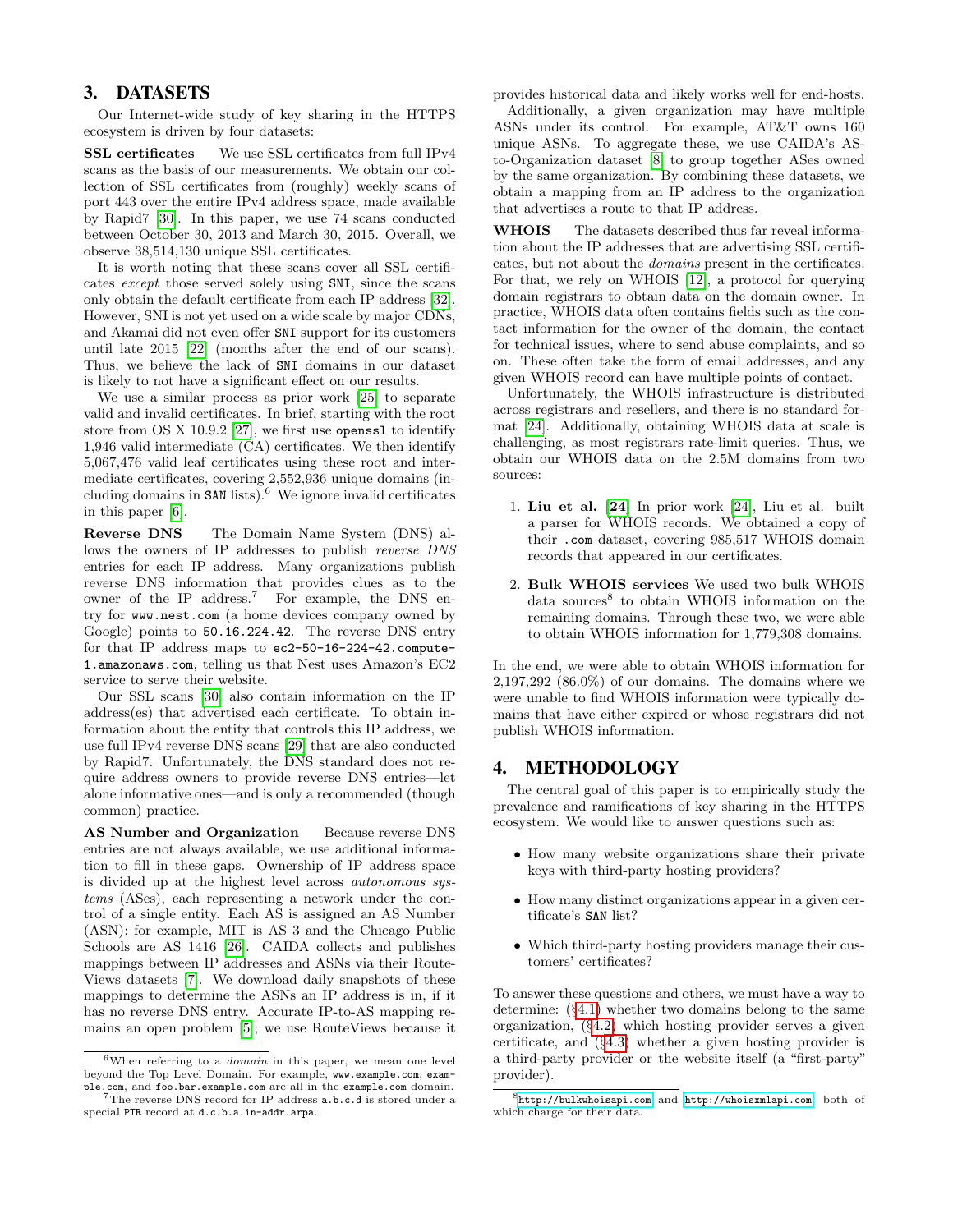## 3. DATASETS

Our Internet-wide study of key sharing in the HTTPS ecosystem is driven by four datasets:

**SSL certificates** We use SSL certificates from full IPv4 scans as the basis of our measurements. We obtain our collection of SSL certificates from (roughly) weekly scans of port 443 over the entire IPv4 address space, made available by Rapid7 [30]. In this paper, we use 74 scans conducted between October 30, 2013 and March 30, 2015. Overall, we observe 38,514,130 unique SSL certificates.

It is worth noting that these scans cover all SSL certificates *except* those served solely using SNI, since the scans only obtain the default certificate from each IP address [32]. However, SNI is not yet used on a wide scale by major CDNs, and Akamai did not even offer SNI support for its customers until late 2015 [22] (months after the end of our scans). Thus, we believe the lack of SNI domains in our dataset is likely to not have a significant effect on our results.

We use a similar process as prior work [25] to separate valid and invalid certificates. In brief, starting with the root store from OS X 10.9.2 [27], we first use openssl to identify 1,946 valid intermediate (CA) certificates. We then identify 5,067,476 valid leaf certificates using these root and intermediate certificates, covering 2,552,936 unique domains (including domains in SAN lists).[6] We ignore invalid certificates in this paper [6].

**Reverse DNS** The Domain Name System (DNS) allows the owners of IP addresses to publish *reverse DNS* entries for each IP address. Many organizations publish reverse DNS information that provides clues as to the owner of the IP address.[7] For example, the DNS entry for www.nest.com (a home devices company owned by Google) points to 50.16.224.42. The reverse DNS entry for that IP address maps to ec2-50-16-224-42.compute-1.amazonaws.com, telling us that Nest uses Amazon's EC2 service to serve their website.

Our SSL scans [30] also contain information on the IP address(es) that advertised each certificate. To obtain information about the entity that controls this IP address, we use full IPv4 reverse DNS scans [29] that are also conducted by Rapid7. Unfortunately, the DNS standard does not require address owners to provide reverse DNS entries—let alone informative ones—and is only a recommended (though common) practice.

**AS Number and Organization** Because reverse DNS entries are not always available, we use additional information to fill in these gaps. Ownership of IP address space is divided up at the highest level across *autonomous systems* (ASes), each representing a network under the control of a single entity. Each AS is assigned an AS Number (ASN): for example, MIT is AS 3 and the Chicago Public Schools are AS 1416 [26]. CAIDA collects and publishes mappings between IP addresses and ASNs via their RouteViews datasets [7]. We download daily snapshots of these mappings to determine the ASNs an IP address is in, if it has no reverse DNS entry. Accurate IP-to-AS mapping remains an open problem [5]; we use RouteViews because it provides historical data and likely works well for end-hosts.

Additionally, a given organization may have multiple ASNs under its control. For example, AT&T owns 160 unique ASNs. To aggregate these, we use CAIDA's AS-to-Organization dataset [8] to group together ASes owned by the same organization. By combining these datasets, we obtain a mapping from an IP address to the organization that advertises a route to that IP address.

**WHOIS** The datasets described thus far reveal information about the IP addresses that are advertising SSL certificates, but not about the *domains* present in the certificates. For that, we rely on WHOIS [12], a protocol for querying domain registrars to obtain data on the domain owner. In practice, WHOIS data often contains fields such as the contact information for the owner of the domain, the contact for technical issues, where to send abuse complaints, and so on. These often take the form of email addresses, and any given WHOIS record can have multiple points of contact.

Unfortunately, the WHOIS infrastructure is distributed across registrars and resellers, and there is no standard format [24]. Additionally, obtaining WHOIS data at scale is challenging, as most registrars rate-limit queries. Thus, we obtain our WHOIS data on the 2.5M domains from two sources:

1. **Liu et al. [24]** In prior work [24], Liu et al. built a parser for WHOIS records. We obtained a copy of their .com dataset, covering 985,517 WHOIS domain records that appeared in our certificates.

2. **Bulk WHOIS services** We used two bulk WHOIS data sources[8] to obtain WHOIS information on the remaining domains. Through these two, we were able to obtain WHOIS information for 1,779,308 domains.

In the end, we were able to obtain WHOIS information for 2,197,292 (86.0%) of our domains. The domains where we were unable to find WHOIS information were typically domains that have either expired or whose registrars did not publish WHOIS information.

## 4. METHODOLOGY

The central goal of this paper is to empirically study the prevalence and ramifications of key sharing in the HTTPS ecosystem. We would like to answer questions such as:

- How many website organizations share their private keys with third-party hosting providers?
- How many distinct organizations appear in a given certificate's SAN list?
- Which third-party hosting providers manage their customers' certificates?

To answer these questions and others, we must have a way to determine: (§4.1) whether two domains belong to the same organization, (§4.2) which hosting provider serves a given certificate, and (§4.3) whether a given hosting provider is a third-party provider or the website itself (a "first-party" provider).

---

[6] When referring to a *domain* in this paper, we mean one level beyond the Top Level Domain. For example, www.example.com, example.com, and foo.bar.example.com are all in the example.com domain.

[7] The reverse DNS record for IP address a.b.c.d is stored under a special PTR record at d.c.b.a.in-addr.arpa.

[8] http://bulkwhoisapi.com and http://whoisxmlapi.com, both of which charge for their data.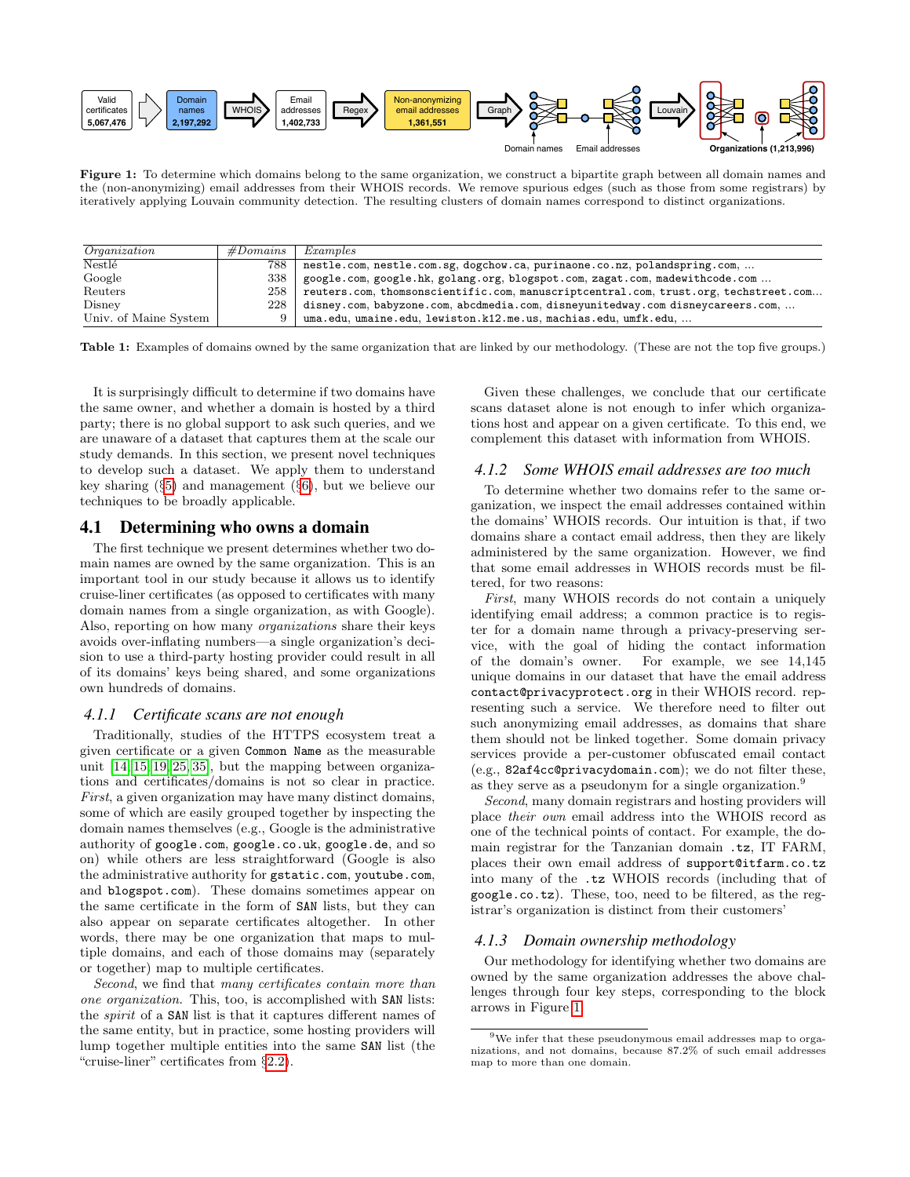Figure 1: To determine which domains belong to the same organization, we construct a bipartite graph between all domain names and the (non-anonymizing) email addresses from their WHOIS records. We remove spurious edges (such as those from some registrars) by iteratively applying Louvain community detection. The resulting clusters of domain names correspond to distinct organizations.

| *Organization* | *#Domains* | *Examples* |
|---|---|---|
| Nestlé | 788 | nestle.com, nestle.com.sg, dogchow.ca, purinaone.co.nz, polandspring.com, ... |
| Google | 338 | google.com, google.hk, golang.org, blogspot.com, zagat.com, madewithcode.com ... |
| Reuters | 258 | reuters.com, thomsonscientific.com, manuscriptcentral.com, trust.org, techstreet.com... |
| Disney | 228 | disney.com, babyzone.com, abcdmedia.com, disneyunitedway.com disneycareers.com, ... |
| Univ. of Maine System | 9 | uma.edu, umaine.edu, lewiston.k12.me.us, machias.edu, umfk.edu, ... |

**Table 1:** Examples of domains owned by the same organization that are linked by our methodology. (These are not the top five groups.)

It is surprisingly difficult to determine if two domains have the same owner, and whether a domain is hosted by a third party; there is no global support to ask such queries, and we are unaware of a dataset that captures them at the scale our study demands. In this section, we present novel techniques to develop such a dataset. We apply them to understand key sharing (§5) and management (§6), but we believe our techniques to be broadly applicable.

## 4.1 Determining who owns a domain

The first technique we present determines whether two domain names are owned by the same organization. This is an important tool in our study because it allows us to identify cruise-liner certificates (as opposed to certificates with many domain names from a single organization, as with Google). Also, reporting on how many *organizations* share their keys avoids over-inflating numbers—a single organization's decision to use a third-party hosting provider could result in all of its domains' keys being shared, and some organizations own hundreds of domains.

### *4.1.1 Certificate scans are not enough*

Traditionally, studies of the HTTPS ecosystem treat a given certificate or a given `Common Name` as the measurable unit [14, 15, 19, 25, 35], but the mapping between organizations and certificates/domains is not so clear in practice. *First*, a given organization may have many distinct domains, some of which are easily grouped together by inspecting the domain names themselves (e.g., Google is the administrative authority of `google.com`, `google.co.uk`, `google.de`, and so on) while others are less straightforward (Google is also the administrative authority for `gstatic.com`, `youtube.com`, and `blogspot.com`). These domains sometimes appear on the same certificate in the form of `SAN` lists, but they can also appear on separate certificates altogether. In other words, there may be one organization that maps to multiple domains, and each of those domains may (separately or together) map to multiple certificates.

*Second*, we find that *many certificates contain more than one organization*. This, too, is accomplished with `SAN` lists: the *spirit* of a `SAN` list is that it captures different names of the same entity, but in practice, some hosting providers will lump together multiple entities into the same `SAN` list (the "cruise-liner" certificates from §2.2).

Given these challenges, we conclude that our certificate scans dataset alone is not enough to infer which organizations host and appear on a given certificate. To this end, we complement this dataset with information from WHOIS.

### *4.1.2 Some WHOIS email addresses are too much*

To determine whether two domains refer to the same organization, we inspect the email addresses contained within the domains' WHOIS records. Our intuition is that, if two domains share a contact email address, then they are likely administered by the same organization. However, we find that some email addresses in WHOIS records must be filtered, for two reasons:

*First*, many WHOIS records do not contain a uniquely identifying email address; a common practice is to register for a domain name through a privacy-preserving service, with the goal of hiding the contact information of the domain's owner. For example, we see 14,145 unique domains in our dataset that have the email address `contact@privacyprotect.org` in their WHOIS record. representing such a service. We therefore need to filter out such anonymizing email addresses, as domains that share them should not be linked together. Some domain privacy services provide a per-customer obfuscated email contact (e.g., `82af4cc@privacydomain.com`); we do not filter these, as they serve as a pseudonym for a single organization.[9]

*Second*, many domain registrars and hosting providers will place *their own* email address into the WHOIS record as one of the technical points of contact. For example, the domain registrar for the Tanzanian domain `.tz`, IT FARM, places their own email address of `support@itfarm.co.tz` into many of the `.tz` WHOIS records (including that of `google.co.tz`). These, too, need to be filtered, as the registrar's organization is distinct from their customers'

### *4.1.3 Domain ownership methodology*

Our methodology for identifying whether two domains are owned by the same organization addresses the above challenges through four key steps, corresponding to the block arrows in Figure 1.

[9]We infer that these pseudonymous email addresses map to organizations, and not domains, because 87.2% of such email addresses map to more than one domain.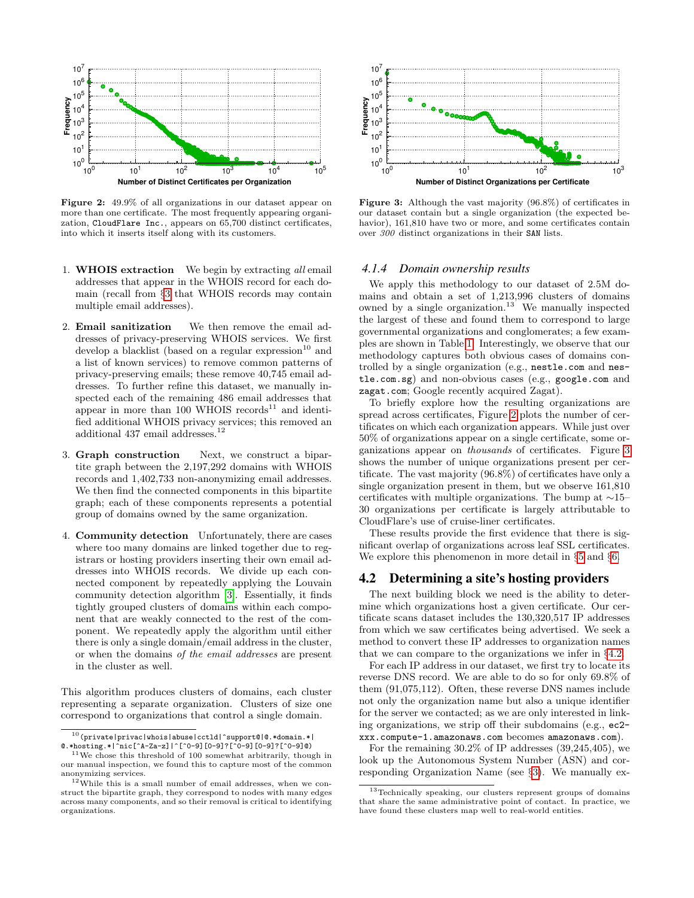**Figure 2:** 49.9% of all organizations in our dataset appear on more than one certificate. The most frequently appearing organization, CloudFlare Inc., appears on 65,700 distinct certificates, into which it inserts itself along with its customers.

**Figure 3:** Although the vast majority (96.8%) of certificates in our dataset contain but a single organization (the expected behavior), 161,810 have two or more, and some certificates contain over *300* distinct organizations in their SAN lists.

1. **WHOIS extraction** We begin by extracting *all* email addresses that appear in the WHOIS record for each domain (recall from §3 that WHOIS records may contain multiple email addresses).
2. **Email sanitization** We then remove the email addresses of privacy-preserving WHOIS services. We first develop a blacklist (based on a regular expression[10] and a list of known services) to remove common patterns of privacy-preserving emails; these remove 40,745 email addresses. To further refine this dataset, we manually inspected each of the remaining 486 email addresses that appear in more than 100 WHOIS records[11] and identified additional WHOIS privacy services; this removed an additional 437 email addresses.[12]
3. **Graph construction** Next, we construct a bipartite graph between the 2,197,292 domains with WHOIS records and 1,402,733 non-anonymizing email addresses. We then find the connected components in this bipartite graph; each of these components represents a potential group of domains owned by the same organization.
4. **Community detection** Unfortunately, there are cases where too many domains are linked together due to registrars or hosting providers inserting their own email addresses into WHOIS records. We divide up each connected component by repeatedly applying the Louvain community detection algorithm [3]. Essentially, it finds tightly grouped clusters of domains within each component that are weakly connected to the rest of the component. We repeatedly apply the algorithm until either there is only a single domain/email address in the cluster, or when the domains *of the email addresses* are present in the cluster as well.

This algorithm produces clusters of domains, each cluster representing a separate organization. Clusters of size one correspond to organizations that control a single domain.

[10] `(private|privac|whois|abuse|cctld|^support@|@.*domain.*|@.*hosting.*|^nic[^A-Za-z]|^[^0-9][0-9]?[^0-9][0-9]?[^0-9]@)`

[11] We chose this threshold of 100 somewhat arbitrarily, though in our manual inspection, we found this to capture most of the common anonymizing services.

[12] While this is a small number of email addresses, when we construct the bipartite graph, they correspond to nodes with many edges across many components, and so their removal is critical to identifying organizations.

### 4.1.4 Domain ownership results

We apply this methodology to our dataset of 2.5M domains and obtain a set of 1,213,996 clusters of domains owned by a single organization.[13] We manually inspected the largest of these and found them to correspond to large governmental organizations and conglomerates; a few examples are shown in Table 1. Interestingly, we observe that our methodology captures both obvious cases of domains controlled by a single organization (e.g., `nestle.com` and `nestle.com.sg`) and non-obvious cases (e.g., `google.com` and `zagat.com`; Google recently acquired Zagat).

To briefly explore how the resulting organizations are spread across certificates, Figure 2 plots the number of certificates on which each organization appears. While just over 50% of organizations appear on a single certificate, some organizations appear on *thousands* of certificates. Figure 3 shows the number of unique organizations present per certificate. The vast majority (96.8%) of certificates have only a single organization present in them, but we observe 161,810 certificates with multiple organizations. The bump at ∼15–30 organizations per certificate is largely attributable to CloudFlare's use of cruise-liner certificates.

These results provide the first evidence that there is significant overlap of organizations across leaf SSL certificates. We explore this phenomenon in more detail in §5 and §6.

## 4.2 Determining a site's hosting providers

The next building block we need is the ability to determine which organizations host a given certificate. Our certificate scans dataset includes the 130,320,517 IP addresses from which we saw certificates being advertised. We seek a method to convert these IP addresses to organization names that we can compare to the organizations we infer in §4.2.

For each IP address in our dataset, we first try to locate its reverse DNS record. We are able to do so for only 69.8% of them (91,075,112). Often, these reverse DNS names include not only the organization name but also a unique identifier for the server we contacted; as we are only interested in linking organizations, we strip off their subdomains (e.g., `ec2-xxx.compute-1.amazonaws.com` becomes `amazonaws.com`).

For the remaining 30.2% of IP addresses (39,245,405), we look up the Autonomous System Number (ASN) and corresponding Organization Name (see §3). We manually ex-

[13] Technically speaking, our clusters represent groups of domains that share the same administrative point of contact. In practice, we have found these clusters map well to real-world entities.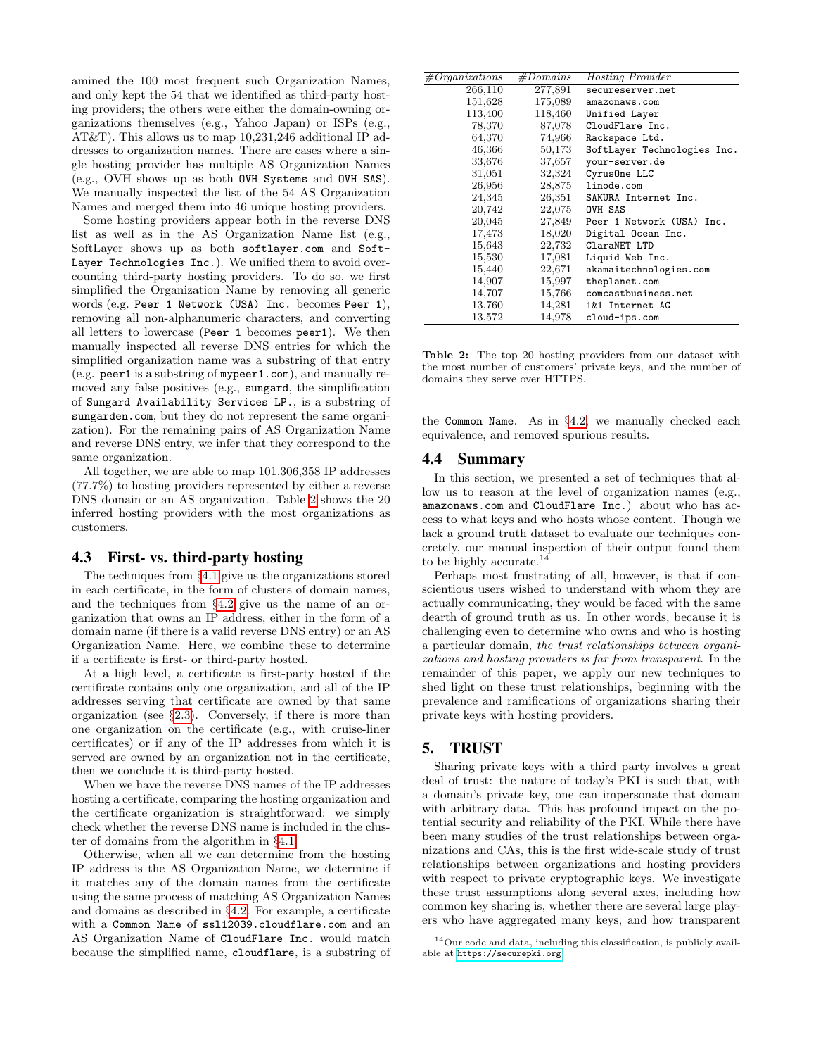amined the 100 most frequent such Organization Names, and only kept the 54 that we identified as third-party hosting providers; the others were either the domain-owning organizations themselves (e.g., Yahoo Japan) or ISPs (e.g., AT&T). This allows us to map 10,231,246 additional IP addresses to organization names. There are cases where a single hosting provider has multiple AS Organization Names (e.g., OVH shows up as both `OVH Systems` and `OVH SAS`). We manually inspected the list of the 54 AS Organization Names and merged them into 46 unique hosting providers.

Some hosting providers appear both in the reverse DNS list as well as in the AS Organization Name list (e.g., SoftLayer shows up as both `softlayer.com` and `SoftLayer Technologies Inc.`). We unified them to avoid overcounting third-party hosting providers. To do so, we first simplified the Organization Name by removing all generic words (e.g. `Peer 1 Network (USA) Inc.` becomes `Peer 1`), removing all non-alphanumeric characters, and converting all letters to lowercase (`Peer 1` becomes `peer1`). We then manually inspected all reverse DNS entries for which the simplified organization name was a substring of that entry (e.g. `peer1` is a substring of `mypeer1.com`), and manually removed any false positives (e.g., `sungard`, the simplification of `Sungard Availability Services LP.`, is a substring of `sungarden.com`, but they do not represent the same organization). For the remaining pairs of AS Organization Name and reverse DNS entry, we infer that they correspond to the same organization.

All together, we are able to map 101,306,358 IP addresses (77.7%) to hosting providers represented by either a reverse DNS domain or an AS organization. Table 2 shows the 20 inferred hosting providers with the most organizations as customers.

| *#Organizations* | *#Domains* | *Hosting Provider* |
|---|---|---|
| 266,110 | 277,891 | `secureserver.net` |
| 151,628 | 175,089 | `amazonaws.com` |
| 113,400 | 118,460 | `Unified Layer` |
| 78,370 | 87,078 | `CloudFlare Inc.` |
| 64,370 | 74,966 | `Rackspace Ltd.` |
| 46,366 | 50,173 | `SoftLayer Technologies Inc.` |
| 33,676 | 37,657 | `your-server.de` |
| 31,051 | 32,324 | `CyrusOne LLC` |
| 26,956 | 28,875 | `linode.com` |
| 24,345 | 26,351 | `SAKURA Internet Inc.` |
| 20,742 | 22,075 | `OVH SAS` |
| 20,045 | 27,849 | `Peer 1 Network (USA) Inc.` |
| 17,473 | 18,020 | `Digital Ocean Inc.` |
| 15,643 | 22,732 | `ClaraNET LTD` |
| 15,530 | 17,081 | `Liquid Web Inc.` |
| 15,440 | 22,671 | `akamaitechnologies.com` |
| 14,907 | 15,997 | `theplanet.com` |
| 14,707 | 15,766 | `comcastbusiness.net` |
| 13,760 | 14,281 | `1&1 Internet AG` |
| 13,572 | 14,978 | `cloud-ips.com` |

**Table 2:** The top 20 hosting providers from our dataset with the most number of customers' private keys, and the number of domains they serve over HTTPS.

### 4.3 First- vs. third-party hosting

The techniques from §4.1 give us the organizations stored in each certificate, in the form of clusters of domain names, and the techniques from §4.2 give us the name of an organization that owns an IP address, either in the form of a domain name (if there is a valid reverse DNS entry) or an AS Organization Name. Here, we combine these to determine if a certificate is first- or third-party hosted.

At a high level, a certificate is first-party hosted if the certificate contains only one organization, and all of the IP addresses serving that certificate are owned by that same organization (see §2.3). Conversely, if there is more than one organization on the certificate (e.g., with cruise-liner certificates) or if any of the IP addresses from which it is served are owned by an organization not in the certificate, then we conclude it is third-party hosted.

When we have the reverse DNS names of the IP addresses hosting a certificate, comparing the hosting organization and the certificate organization is straightforward: we simply check whether the reverse DNS name is included in the cluster of domains from the algorithm in §4.1.

Otherwise, when all we can determine from the hosting IP address is the AS Organization Name, we determine if it matches any of the domain names from the certificate using the same process of matching AS Organization Names and domains as described in §4.2. For example, a certificate with a `Common Name` of `ssl12039.cloudflare.com` and an AS Organization Name of `CloudFlare Inc.` would match because the simplified name, `cloudflare`, is a substring of the `Common Name`. As in §4.2, we manually checked each equivalence, and removed spurious results.

### 4.4 Summary

In this section, we presented a set of techniques that allow us to reason at the level of organization names (e.g., `amazonaws.com` and `CloudFlare Inc.`) about who has access to what keys and who hosts whose content. Though we lack a ground truth dataset to evaluate our techniques concretely, our manual inspection of their output found them to be highly accurate.[14]

Perhaps most frustrating of all, however, is that if conscientious users wished to understand with whom they are actually communicating, they would be faced with the same dearth of ground truth as us. In other words, because it is challenging even to determine who owns and who is hosting a particular domain, *the trust relationships between organizations and hosting providers is far from transparent.* In the remainder of this paper, we apply our new techniques to shed light on these trust relationships, beginning with the prevalence and ramifications of organizations sharing their private keys with hosting providers.

## 5. TRUST

Sharing private keys with a third party involves a great deal of trust: the nature of today's PKI is such that, with a domain's private key, one can impersonate that domain with arbitrary data. This has profound impact on the potential security and reliability of the PKI. While there have been many studies of the trust relationships between organizations and CAs, this is the first wide-scale study of trust relationships between organizations and hosting providers with respect to private cryptographic keys. We investigate these trust assumptions along several axes, including how common key sharing is, whether there are several large players who have aggregated many keys, and how transparent

[14] Our code and data, including this classification, is publicly available at https://securepki.org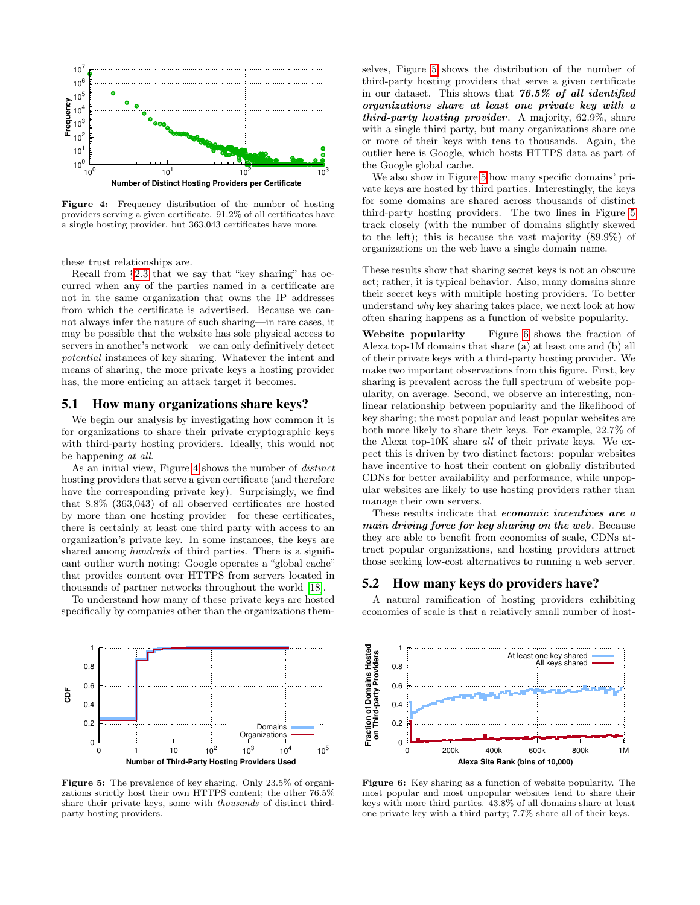Figure 4: Frequency distribution of the number of hosting providers serving a given certificate. 91.2% of all certificates have a single hosting provider, but 363,043 certificates have more.

these trust relationships are.

Recall from §2.3 that we say that "key sharing" has occurred when any of the parties named in a certificate are not in the same organization that owns the IP addresses from which the certificate is advertised. Because we cannot always infer the nature of such sharing—in rare cases, it may be possible that the website has sole physical access to servers in another's network—we can only definitively detect *potential* instances of key sharing. Whatever the intent and means of sharing, the more private keys a hosting provider has, the more enticing an attack target it becomes.

## 5.1 How many organizations share keys?

We begin our analysis by investigating how common it is for organizations to share their private cryptographic keys with third-party hosting providers. Ideally, this would not be happening *at all*.

As an initial view, Figure 4 shows the number of *distinct* hosting providers that serve a given certificate (and therefore have the corresponding private key). Surprisingly, we find that 8.8% (363,043) of all observed certificates are hosted by more than one hosting provider—for these certificates, there is certainly at least one third party with access to an organization's private key. In some instances, the keys are shared among *hundreds* of third parties. There is a significant outlier worth noting: Google operates a "global cache" that provides content over HTTPS from servers located in thousands of partner networks throughout the world [18].

To understand how many of these private keys are hosted specifically by companies other than the organizations themselves, Figure 5 shows the distribution of the number of third-party hosting providers that serve a given certificate in our dataset. This shows that ***76.5% of all identified organizations share at least one private key with a third-party hosting provider***. A majority, 62.9%, share with a single third party, but many organizations share one or more of their keys with tens to thousands. Again, the outlier here is Google, which hosts HTTPS data as part of the Google global cache.

We also show in Figure 5 how many specific domains' private keys are hosted by third parties. Interestingly, the keys for some domains are shared across thousands of distinct third-party hosting providers. The two lines in Figure 5 track closely (with the number of domains slightly skewed to the left); this is because the vast majority (89.9%) of organizations on the web have a single domain name.

These results show that sharing secret keys is not an obscure act; rather, it is typical behavior. Also, many domains share their secret keys with multiple hosting providers. To better understand *why* key sharing takes place, we next look at how often sharing happens as a function of website popularity.

**Website popularity** Figure 6 shows the fraction of Alexa top-1M domains that share (a) at least one and (b) all of their private keys with a third-party hosting provider. We make two important observations from this figure. First, key sharing is prevalent across the full spectrum of website popularity, on average. Second, we observe an interesting, non-linear relationship between popularity and the likelihood of key sharing; the most popular and least popular websites are both more likely to share their keys. For example, 22.7% of the Alexa top-10K share *all* of their private keys. We expect this is driven by two distinct factors: popular websites have incentive to host their content on globally distributed CDNs for better availability and performance, while unpopular websites are likely to use hosting providers rather than manage their own servers.

These results indicate that ***economic incentives are a main driving force for key sharing on the web***. Because they are able to benefit from economies of scale, CDNs attract popular organizations, and hosting providers attract those seeking low-cost alternatives to running a web server.

## 5.2 How many keys do providers have?

A natural ramification of hosting providers exhibiting economies of scale is that a relatively small number of host-

Figure 5: The prevalence of key sharing. Only 23.5% of organizations strictly host their own HTTPS content; the other 76.5% share their private keys, some with *thousands* of distinct third-party hosting providers.

Figure 6: Key sharing as a function of website popularity. The most popular and most unpopular websites tend to share their keys with more third parties. 43.8% of all domains share at least one private key with a third party; 7.7% share all of their keys.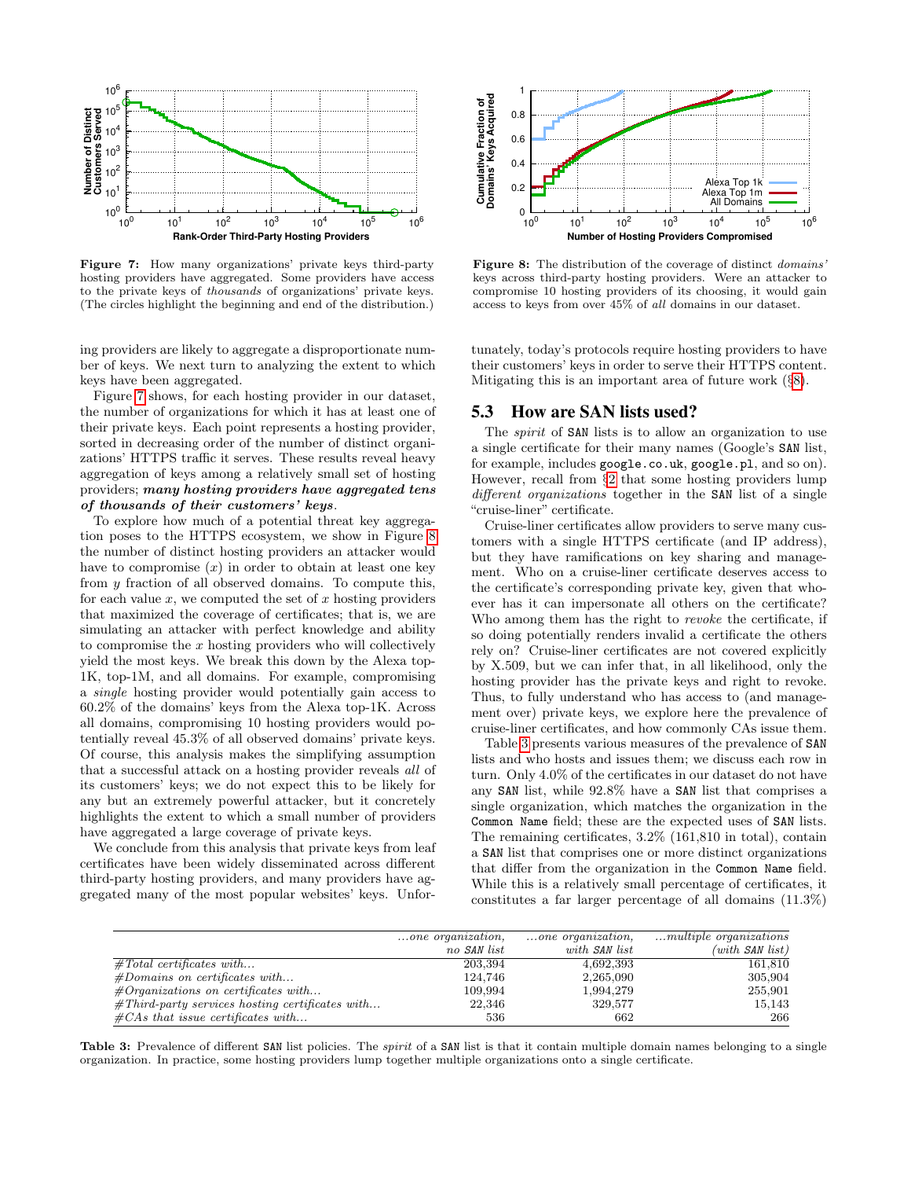**Figure 7:** How many organizations' private keys third-party hosting providers have aggregated. Some providers have access to the private keys of *thousands* of organizations' private keys. (The circles highlight the beginning and end of the distribution.)

**Figure 8:** The distribution of the coverage of distinct *domains'* keys across third-party hosting providers. Were an attacker to compromise 10 hosting providers of its choosing, it would gain access to keys from over 45% of *all* domains in our dataset.

ing providers are likely to aggregate a disproportionate number of keys. We next turn to analyzing the extent to which keys have been aggregated.

Figure 7 shows, for each hosting provider in our dataset, the number of organizations for which it has at least one of their private keys. Each point represents a hosting provider, sorted in decreasing order of the number of distinct organizations' HTTPS traffic it serves. These results reveal heavy aggregation of keys among a relatively small set of hosting providers; ***many hosting providers have aggregated tens of thousands of their customers' keys***.

To explore how much of a potential threat key aggregation poses to the HTTPS ecosystem, we show in Figure 8 the number of distinct hosting providers an attacker would have to compromise ($x$) in order to obtain at least one key from $y$ fraction of all observed domains. To compute this, for each value $x$, we computed the set of $x$ hosting providers that maximized the coverage of certificates; that is, we are simulating an attacker with perfect knowledge and ability to compromise the $x$ hosting providers who will collectively yield the most keys. We break this down by the Alexa top-1K, top-1M, and all domains. For example, compromising a *single* hosting provider would potentially gain access to 60.2% of the domains' keys from the Alexa top-1K. Across all domains, compromising 10 hosting providers would potentially reveal 45.3% of all observed domains' private keys. Of course, this analysis makes the simplifying assumption that a successful attack on a hosting provider reveals *all* of its customers' keys; we do not expect this to be likely for any but an extremely powerful attacker, but it concretely highlights the extent to which a small number of providers have aggregated a large coverage of private keys.

We conclude from this analysis that private keys from leaf certificates have been widely disseminated across different third-party hosting providers, and many providers have aggregated many of the most popular websites' keys. Unfortunately, today's protocols require hosting providers to have their customers' keys in order to serve their HTTPS content. Mitigating this is an important area of future work (§8).

## 5.3 How are SAN lists used?

The *spirit* of SAN lists is to allow an organization to use a single certificate for their many names (Google's SAN list, for example, includes google.co.uk, google.pl, and so on). However, recall from §2 that some hosting providers lump *different organizations* together in the SAN list of a single "cruise-liner" certificate.

Cruise-liner certificates allow providers to serve many customers with a single HTTPS certificate (and IP address), but they have ramifications on key sharing and management. Who on a cruise-liner certificate deserves access to the certificate's corresponding private key, given that whoever has it can impersonate all others on the certificate? Who among them has the right to *revoke* the certificate, if so doing potentially renders invalid a certificate the others rely on? Cruise-liner certificates are not covered explicitly by X.509, but we can infer that, in all likelihood, only the hosting provider has the private keys and right to revoke. Thus, to fully understand who has access to (and management over) private keys, we explore here the prevalence of cruise-liner certificates, and how commonly CAs issue them.

Table 3 presents various measures of the prevalence of SAN lists and who hosts and issues them; we discuss each row in turn. Only 4.0% of the certificates in our dataset do not have any SAN list, while 92.8% have a SAN list that comprises a single organization, which matches the organization in the Common Name field; these are the expected uses of SAN lists. The remaining certificates, 3.2% (161,810 in total), contain a SAN list that comprises one or more distinct organizations that differ from the organization in the Common Name field. While this is a relatively small percentage of certificates, it constitutes a far larger percentage of all domains (11.3%)

| | *...one organization, no SAN list* | *...one organization, with SAN list* | *...multiple organizations (with SAN list)* |
|---|---:|---:|---:|
| *#Total certificates with...* | 203,394 | 4,692,393 | 161,810 |
| *#Domains on certificates with...* | 124,746 | 2,265,090 | 305,904 |
| *#Organizations on certificates with...* | 109,994 | 1,994,279 | 255,901 |
| *#Third-party services hosting certificates with...* | 22,346 | 329,577 | 15,143 |
| *#CAs that issue certificates with...* | 536 | 662 | 266 |

**Table 3:** Prevalence of different SAN list policies. The *spirit* of a SAN list is that it contain multiple domain names belonging to a single organization. In practice, some hosting providers lump together multiple organizations onto a single certificate.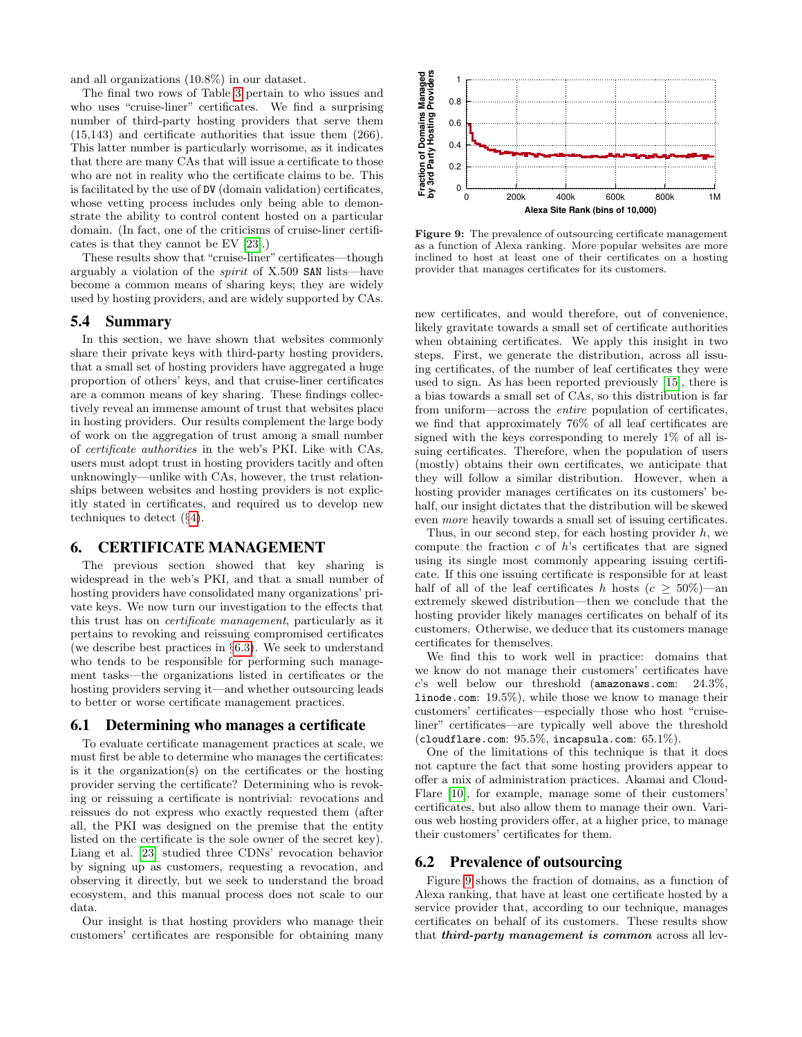and all organizations (10.8%) in our dataset.

The final two rows of Table 3 pertain to who issues and who uses "cruise-liner" certificates. We find a surprising number of third-party hosting providers that serve them (15,143) and certificate authorities that issue them (266). This latter number is particularly worrisome, as it indicates that there are many CAs that will issue a certificate to those who are not in reality who the certificate claims to be. This is facilitated by the use of DV (domain validation) certificates, whose vetting process includes only being able to demonstrate the ability to control content hosted on a particular domain. (In fact, one of the criticisms of cruise-liner certificates is that they cannot be EV [23].)

These results show that "cruise-liner" certificates—though arguably a violation of the *spirit* of X.509 SAN lists—have become a common means of sharing keys; they are widely used by hosting providers, and are widely supported by CAs.

## 5.4 Summary

In this section, we have shown that websites commonly share their private keys with third-party hosting providers, that a small set of hosting providers have aggregated a huge proportion of others' keys, and that cruise-liner certificates are a common means of key sharing. These findings collectively reveal an immense amount of trust that websites place in hosting providers. Our results complement the large body of work on the aggregation of trust among a small number of *certificate authorities* in the web's PKI. Like with CAs, users must adopt trust in hosting providers tacitly and often unknowingly—unlike with CAs, however, the trust relationships between websites and hosting providers is not explicitly stated in certificates, and required us to develop new techniques to detect (§4).

# 6. CERTIFICATE MANAGEMENT

The previous section showed that key sharing is widespread in the web's PKI, and that a small number of hosting providers have consolidated many organizations' private keys. We now turn our investigation to the effects that this trust has on *certificate management*, particularly as it pertains to revoking and reissuing compromised certificates (we describe best practices in §6.3). We seek to understand who tends to be responsible for performing such management tasks—the organizations listed in certificates or the hosting providers serving it—and whether outsourcing leads to better or worse certificate management practices.

## 6.1 Determining who manages a certificate

To evaluate certificate management practices at scale, we must first be able to determine who manages the certificates: is it the organization(s) on the certificates or the hosting provider serving the certificate? Determining who is revoking or reissuing a certificate is nontrivial: revocations and reissues do not express who exactly requested them (after all, the PKI was designed on the premise that the entity listed on the certificate is the sole owner of the secret key). Liang et al. [23] studied three CDNs' revocation behavior by signing up as customers, requesting a revocation, and observing it directly, but we seek to understand the broad ecosystem, and this manual process does not scale to our data.

Our insight is that hosting providers who manage their customers' certificates are responsible for obtaining many new certificates, and would therefore, out of convenience, likely gravitate towards a small set of certificate authorities when obtaining certificates. We apply this insight in two steps. First, we generate the distribution, across all issuing certificates, of the number of leaf certificates they were used to sign. As has been reported previously [15], there is a bias towards a small set of CAs, so this distribution is far from uniform—across the *entire* population of certificates, we find that approximately 76% of all leaf certificates are signed with the keys corresponding to merely 1% of all issuing certificates. Therefore, when the population of users (mostly) obtains their own certificates, we anticipate that they will follow a similar distribution. However, when a hosting provider manages certificates on its customers' behalf, our insight dictates that the distribution will be skewed even *more* heavily towards a small set of issuing certificates.

Thus, in our second step, for each hosting provider $h$, we compute the fraction $c$ of $h$'s certificates that are signed using its single most commonly appearing issuing certificate. If this one issuing certificate is responsible for at least half of all of the leaf certificates $h$ hosts ($c \geq 50\%$)—an extremely skewed distribution—then we conclude that the hosting provider likely manages certificates on behalf of its customers. Otherwise, we deduce that its customers manage certificates for themselves.

We find this to work well in practice: domains that we know do not manage their customers' certificates have $c$'s well below our threshold (amazonaws.com: 24.3%, linode.com: 19.5%), while those we know to manage their customers' certificates—especially those who host "cruise-liner" certificates—are typically well above the threshold (cloudflare.com: 95.5%, incapsula.com: 65.1%).

One of the limitations of this technique is that it does not capture the fact that some hosting providers appear to offer a mix of administration practices. Akamai and CloudFlare [10], for example, manage some of their customers' certificates, but also allow them to manage their own. Various web hosting providers offer, at a higher price, to manage their customers' certificates for them.

## 6.2 Prevalence of outsourcing

Figure 9 shows the fraction of domains, as a function of Alexa ranking, that have at least one certificate hosted by a service provider that, according to our technique, manages certificates on behalf of its customers. These results show that ***third-party management is common*** across all lev-

**Figure 9:** The prevalence of outsourcing certificate management as a function of Alexa ranking. More popular websites are more inclined to host at least one of their certificates on a hosting provider that manages certificates for its customers.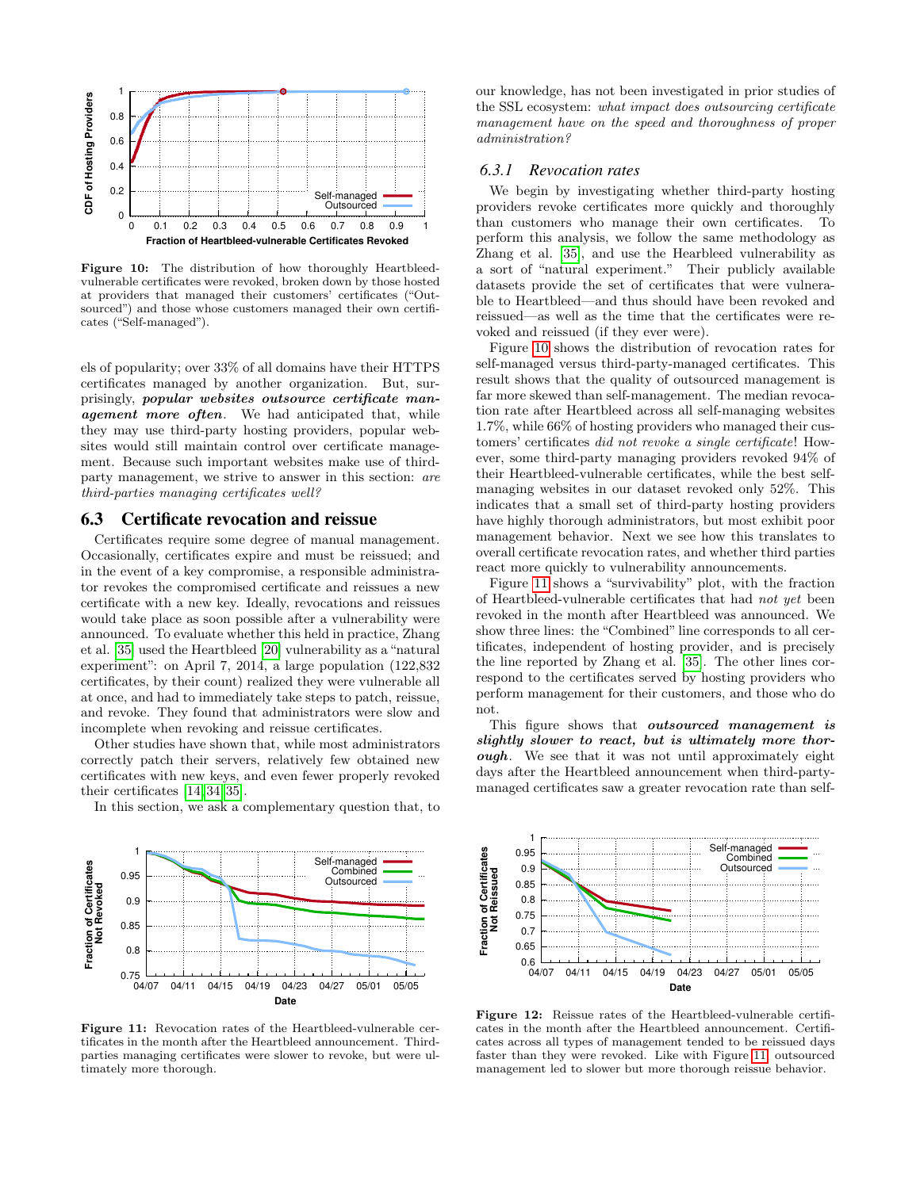**Figure 10:** The distribution of how thoroughly Heartbleed-vulnerable certificates were revoked, broken down by those hosted at providers that managed their customers' certificates ("Outsourced") and those whose customers managed their own certificates ("Self-managed").

els of popularity; over 33% of all domains have their HTTPS certificates managed by another organization. But, surprisingly, ***popular websites outsource certificate management more often***. We had anticipated that, while they may use third-party hosting providers, popular websites would still maintain control over certificate management. Because such important websites make use of third-party management, we strive to answer in this section: *are third-parties managing certificates well?*

## 6.3 Certificate revocation and reissue

Certificates require some degree of manual management. Occasionally, certificates expire and must be reissued; and in the event of a key compromise, a responsible administrator revokes the compromised certificate and reissues a new certificate with a new key. Ideally, revocations and reissues would take place as soon as possible after a vulnerability were announced. To evaluate whether this held in practice, Zhang et al. [35] used the Heartbleed [20] vulnerability as a "natural experiment": on April 7, 2014, a large population (122,832 certificates, by their count) realized they were vulnerable all at once, and had to immediately take steps to patch, reissue, and revoke. They found that administrators were slow and incomplete when revoking and reissue certificates.

Other studies have shown that, while most administrators correctly patch their servers, relatively few obtained new certificates with new keys, and even fewer properly revoked their certificates [14, 34, 35].

In this section, we ask a complementary question that, to our knowledge, has not been investigated in prior studies of the SSL ecosystem: *what impact does outsourcing certificate management have on the speed and thoroughness of proper administration?*

### 6.3.1 Revocation rates

We begin by investigating whether third-party hosting providers revoke certificates more quickly and thoroughly than customers who manage their own certificates. To perform this analysis, we follow the same methodology as Zhang et al. [35], and use the Hearbleed vulnerability as a sort of "natural experiment." Their publicly available datasets provide the set of certificates that were vulnerable to Heartbleed—and thus should have been revoked and reissued—as well as the time that the certificates were revoked and reissued (if they ever were).

Figure 10 shows the distribution of revocation rates for self-managed versus third-party-managed certificates. This result shows that the quality of outsourced management is far more skewed than self-management. The median revocation rate after Heartbleed across all self-managing websites 1.7%, while 66% of hosting providers who managed their customers' certificates *did not revoke a single certificate*! However, some third-party managing providers revoked 94% of their Heartbleed-vulnerable certificates, while the best self-managing websites in our dataset revoked only 52%. This indicates that a small set of third-party hosting providers have highly thorough administrators, but most exhibit poor management behavior. Next we see how this translates to overall certificate revocation rates, and whether third parties react more quickly to vulnerability announcements.

Figure 11 shows a "survivability" plot, with the fraction of Heartbleed-vulnerable certificates that had *not yet* been revoked in the month after Heartbleed was announced. We show three lines: the "Combined" line corresponds to all certificates, independent of hosting provider, and is precisely the line reported by Zhang et al. [35]. The other lines correspond to the certificates served by hosting providers who perform management for their customers, and those who do not.

This figure shows that ***outsourced management is slightly slower to react, but is ultimately more thorough***. We see that it was not until approximately eight days after the Heartbleed announcement when third-party-managed certificates saw a greater revocation rate than self-

**Figure 11:** Revocation rates of the Heartbleed-vulnerable certificates in the month after the Heartbleed announcement. Third-parties managing certificates were slower to revoke, but were ultimately more thorough.

**Figure 12:** Reissue rates of the Heartbleed-vulnerable certificates in the month after the Heartbleed announcement. Certificates across all types of management tended to be reissued days faster than they were revoked. Like with Figure 11, outsourced management led to slower but more thorough reissue behavior.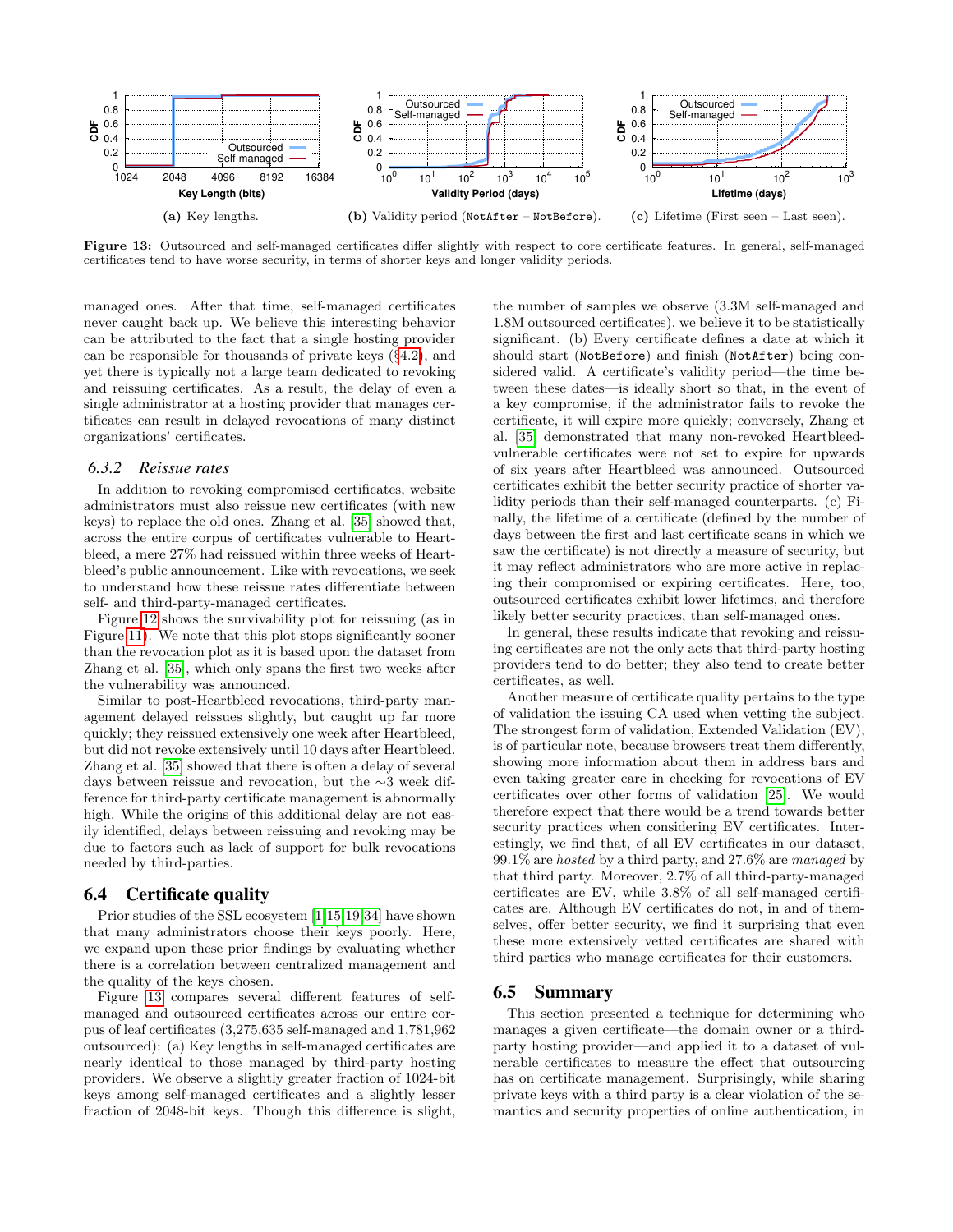(a) Key lengths.

(b) Validity period (NotAfter – NotBefore).

(c) Lifetime (First seen – Last seen).

**Figure 13:** Outsourced and self-managed certificates differ slightly with respect to core certificate features. In general, self-managed certificates tend to have worse security, in terms of shorter keys and longer validity periods.

managed ones. After that time, self-managed certificates never caught back up. We believe this interesting behavior can be attributed to the fact that a single hosting provider can be responsible for thousands of private keys (§4.2), and yet there is typically not a large team dedicated to revoking and reissuing certificates. As a result, the delay of even a single administrator at a hosting provider that manages certificates can result in delayed revocations of many distinct organizations' certificates.

### 6.3.2 *Reissue rates*

In addition to revoking compromised certificates, website administrators must also reissue new certificates (with new keys) to replace the old ones. Zhang et al. [35] showed that, across the entire corpus of certificates vulnerable to Heartbleed, a mere 27% had reissued within three weeks of Heartbleed's public announcement. Like with revocations, we seek to understand how these reissue rates differentiate between self- and third-party-managed certificates.

Figure 12 shows the survivability plot for reissuing (as in Figure 11). We note that this plot stops significantly sooner than the revocation plot as it is based upon the dataset from Zhang et al. [35], which only spans the first two weeks after the vulnerability was announced.

Similar to post-Heartbleed revocations, third-party management delayed reissues slightly, but caught up far more quickly; they reissued extensively one week after Heartbleed, but did not revoke extensively until 10 days after Heartbleed. Zhang et al. [35] showed that there is often a delay of several days between reissue and revocation, but the ∼3 week difference for third-party certificate management is abnormally high. While the origins of this additional delay are not easily identified, delays between reissuing and revoking may be due to factors such as lack of support for bulk revocations needed by third-parties.

## 6.4 Certificate quality

Prior studies of the SSL ecosystem [1,15,19,34] have shown that many administrators choose their keys poorly. Here, we expand upon these prior findings by evaluating whether there is a correlation between centralized management and the quality of the keys chosen.

Figure 13 compares several different features of self-managed and outsourced certificates across our entire corpus of leaf certificates (3,275,635 self-managed and 1,781,962 outsourced): (a) Key lengths in self-managed certificates are nearly identical to those managed by third-party hosting providers. We observe a slightly greater fraction of 1024-bit keys among self-managed certificates and a slightly lesser fraction of 2048-bit keys. Though this difference is slight, the number of samples we observe (3.3M self-managed and 1.8M outsourced certificates), we believe it to be statistically significant. (b) Every certificate defines a date at which it should start (NotBefore) and finish (NotAfter) being considered valid. A certificate's validity period—the time between these dates—is ideally short so that, in the event of a key compromise, if the administrator fails to revoke the certificate, it will expire more quickly; conversely, Zhang et al. [35] demonstrated that many non-revoked Heartbleed-vulnerable certificates were not set to expire for upwards of six years after Heartbleed was announced. Outsourced certificates exhibit the better security practice of shorter validity periods than their self-managed counterparts. (c) Finally, the lifetime of a certificate (defined by the number of days between the first and last certificate scans in which we saw the certificate) is not directly a measure of security, but it may reflect administrators who are more active in replacing their compromised or expiring certificates. Here, too, outsourced certificates exhibit lower lifetimes, and therefore likely better security practices, than self-managed ones.

In general, these results indicate that revoking and reissuing certificates are not the only acts that third-party hosting providers tend to do better; they also tend to create better certificates, as well.

Another measure of certificate quality pertains to the type of validation the issuing CA used when vetting the subject. The strongest form of validation, Extended Validation (EV), is of particular note, because browsers treat them differently, showing more information about them in address bars and even taking greater care in checking for revocations of EV certificates over other forms of validation [25]. We would therefore expect that there would be a trend towards better security practices when considering EV certificates. Interestingly, we find that, of all EV certificates in our dataset, 99.1% are *hosted* by a third party, and 27.6% are *managed* by that third party. Moreover, 2.7% of all third-party-managed certificates are EV, while 3.8% of all self-managed certificates are. Although EV certificates do not, in and of themselves, offer better security, we find it surprising that even these more extensively vetted certificates are shared with third parties who manage certificates for their customers.

## 6.5 Summary

This section presented a technique for determining who manages a given certificate—the domain owner or a third-party hosting provider—and applied it to a dataset of vulnerable certificates to measure the effect that outsourcing has on certificate management. Surprisingly, while sharing private keys with a third party is a clear violation of the semantics and security properties of online authentication, in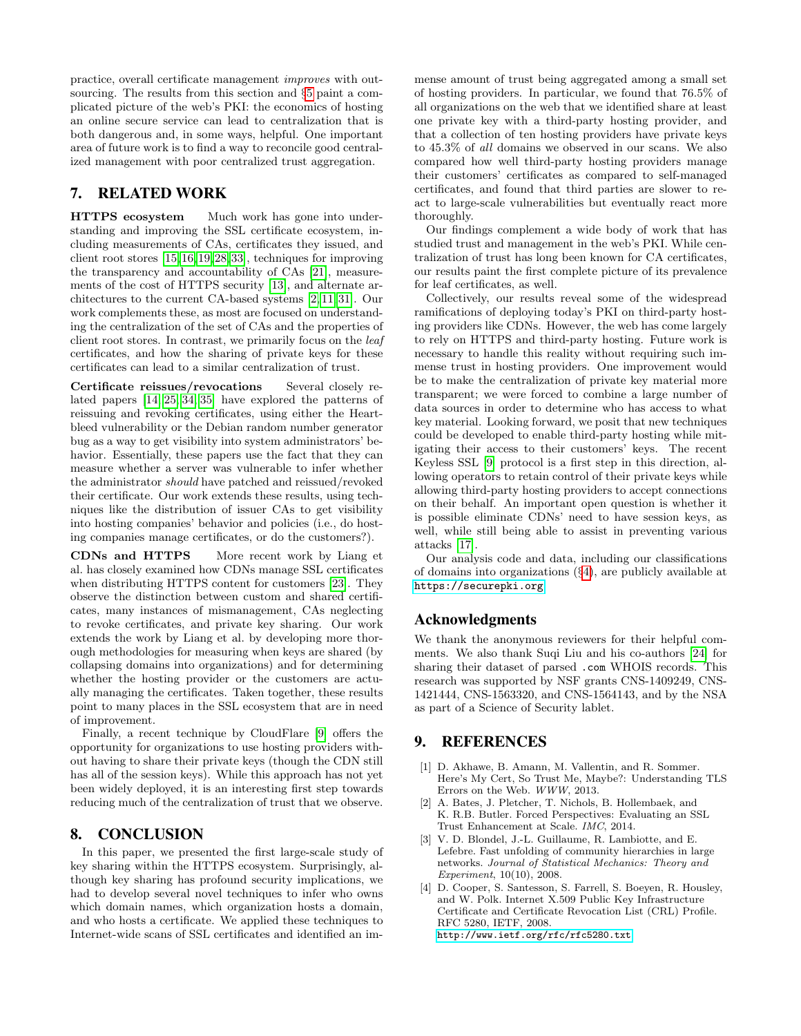practice, overall certificate management *improves* with outsourcing. The results from this section and §5 paint a complicated picture of the web's PKI: the economics of hosting an online secure service can lead to centralization that is both dangerous and, in some ways, helpful. One important area of future work is to find a way to reconcile good centralized management with poor centralized trust aggregation.

## 7. RELATED WORK

**HTTPS ecosystem** Much work has gone into understanding and improving the SSL certificate ecosystem, including measurements of CAs, certificates they issued, and client root stores [15,16,19,28,33], techniques for improving the transparency and accountability of CAs [21], measurements of the cost of HTTPS security [13], and alternate architectures to the current CA-based systems [2,11,31]. Our work complements these, as most are focused on understanding the centralization of the set of CAs and the properties of client root stores. In contrast, we primarily focus on the *leaf* certificates, and how the sharing of private keys for these certificates can lead to a similar centralization of trust.

**Certificate reissues/revocations** Several closely related papers [14,25,34,35] have explored the patterns of reissuing and revoking certificates, using either the Heartbleed vulnerability or the Debian random number generator bug as a way to get visibility into system administrators' behavior. Essentially, these papers use the fact that they can measure whether a server was vulnerable to infer whether the administrator *should* have patched and reissued/revoked their certificate. Our work extends these results, using techniques like the distribution of issuer CAs to get visibility into hosting companies' behavior and policies (i.e., do hosting companies manage certificates, or do the customers?).

**CDNs and HTTPS** More recent work by Liang et al. has closely examined how CDNs manage SSL certificates when distributing HTTPS content for customers [23]. They observe the distinction between custom and shared certificates, many instances of mismanagement, CAs neglecting to revoke certificates, and private key sharing. Our work extends the work by Liang et al. by developing more thorough methodologies for measuring when keys are shared (by collapsing domains into organizations) and for determining whether the hosting provider or the customers are actually managing the certificates. Taken together, these results point to many places in the SSL ecosystem that are in need of improvement.

Finally, a recent technique by CloudFlare [9] offers the opportunity for organizations to use hosting providers without having to share their private keys (though the CDN still has all of the session keys). While this approach has not yet been widely deployed, it is an interesting first step towards reducing much of the centralization of trust that we observe.

## 8. CONCLUSION

In this paper, we presented the first large-scale study of key sharing within the HTTPS ecosystem. Surprisingly, although key sharing has profound security implications, we had to develop several novel techniques to infer who owns which domain names, which organization hosts a domain, and who hosts a certificate. We applied these techniques to Internet-wide scans of SSL certificates and identified an immense amount of trust being aggregated among a small set of hosting providers. In particular, we found that 76.5% of all organizations on the web that we identified share at least one private key with a third-party hosting provider, and that a collection of ten hosting providers have private keys to 45.3% of *all* domains we observed in our scans. We also compared how well third-party hosting providers manage their customers' certificates as compared to self-managed certificates, and found that third parties are slower to react to large-scale vulnerabilities but eventually react more thoroughly.

Our findings complement a wide body of work that has studied trust and management in the web's PKI. While centralization of trust has long been known for CA certificates, our results paint the first complete picture of its prevalence for leaf certificates, as well.

Collectively, our results reveal some of the widespread ramifications of deploying today's PKI on third-party hosting providers like CDNs. However, the web has come largely to rely on HTTPS and third-party hosting. Future work is necessary to handle this reality without requiring such immense trust in hosting providers. One improvement would be to make the centralization of private key material more transparent; we were forced to combine a large number of data sources in order to determine who has access to what key material. Looking forward, we posit that new techniques could be developed to enable third-party hosting while mitigating their access to their customers' keys. The recent Keyless SSL [9] protocol is a first step in this direction, allowing operators to retain control of their private keys while allowing third-party hosting providers to accept connections on their behalf. An important open question is whether it is possible eliminate CDNs' need to have session keys, as well, while still being able to assist in preventing various attacks [17].

Our analysis code and data, including our classifications of domains into organizations (§4), are publicly available at https://securepki.org.

## Acknowledgments

We thank the anonymous reviewers for their helpful comments. We also thank Suqi Liu and his co-authors [24] for sharing their dataset of parsed .com WHOIS records. This research was supported by NSF grants CNS-1409249, CNS-1421444, CNS-1563320, and CNS-1564143, and by the NSA as part of a Science of Security lablet.

## 9. REFERENCES

[1] D. Akhawe, B. Amann, M. Vallentin, and R. Sommer. Here's My Cert, So Trust Me, Maybe?: Understanding TLS Errors on the Web. *WWW*, 2013.

[2] A. Bates, J. Pletcher, T. Nichols, B. Hollembaek, and K. R.B. Butler. Forced Perspectives: Evaluating an SSL Trust Enhancement at Scale. *IMC*, 2014.

[3] V. D. Blondel, J.-L. Guillaume, R. Lambiotte, and E. Lefebre. Fast unfolding of community hierarchies in large networks. *Journal of Statistical Mechanics: Theory and Experiment*, 10(10), 2008.

[4] D. Cooper, S. Santesson, S. Farrell, S. Boeyen, R. Housley, and W. Polk. Internet X.509 Public Key Infrastructure Certificate and Certificate Revocation List (CRL) Profile. RFC 5280, IETF, 2008. http://www.ietf.org/rfc/rfc5280.txt.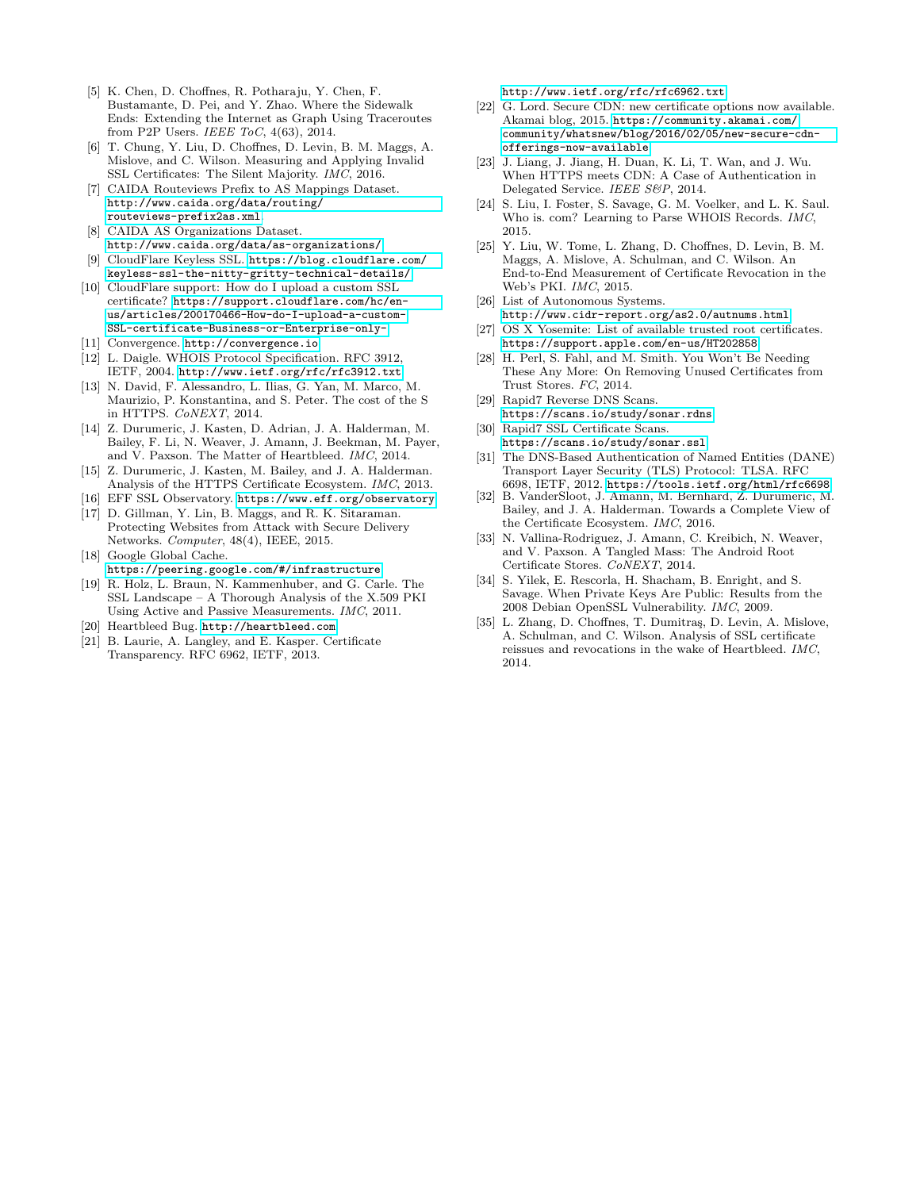[5] K. Chen, D. Choffnes, R. Potharaju, Y. Chen, F. Bustamante, D. Pei, and Y. Zhao. Where the Sidewalk Ends: Extending the Internet as Graph Using Traceroutes from P2P Users. *IEEE ToC*, 4(63), 2014.

[6] T. Chung, Y. Liu, D. Choffnes, D. Levin, B. M. Maggs, A. Mislove, and C. Wilson. Measuring and Applying Invalid SSL Certificates: The Silent Majority. *IMC*, 2016.

[7] CAIDA Routeviews Prefix to AS Mappings Dataset. http://www.caida.org/data/routing/routeviews-prefix2as.xml

[8] CAIDA AS Organizations Dataset. http://www.caida.org/data/as-organizations/

[9] CloudFlare Keyless SSL. https://blog.cloudflare.com/keyless-ssl-the-nitty-gritty-technical-details/

[10] CloudFlare support: How do I upload a custom SSL certificate? https://support.cloudflare.com/hc/en-us/articles/200170466-How-do-I-upload-a-custom-SSL-certificate-Business-or-Enterprise-only-

[11] Convergence. http://convergence.io

[12] L. Daigle. WHOIS Protocol Specification. RFC 3912, IETF, 2004. http://www.ietf.org/rfc/rfc3912.txt

[13] N. David, F. Alessandro, L. Ilias, G. Yan, M. Marco, M. Maurizio, P. Konstantina, and S. Peter. The cost of the S in HTTPS. *CoNEXT*, 2014.

[14] Z. Durumeric, J. Kasten, D. Adrian, J. A. Halderman, M. Bailey, F. Li, N. Weaver, J. Amann, J. Beekman, M. Payer, and V. Paxson. The Matter of Heartbleed. *IMC*, 2014.

[15] Z. Durumeric, J. Kasten, M. Bailey, and J. A. Halderman. Analysis of the HTTPS Certificate Ecosystem. *IMC*, 2013.

[16] EFF SSL Observatory. https://www.eff.org/observatory

[17] D. Gillman, Y. Lin, B. Maggs, and R. K. Sitaraman. Protecting Websites from Attack with Secure Delivery Networks. *Computer*, 48(4), IEEE, 2015.

[18] Google Global Cache. https://peering.google.com/#/infrastructure

[19] R. Holz, L. Braun, N. Kammenhuber, and G. Carle. The SSL Landscape – A Thorough Analysis of the X.509 PKI Using Active and Passive Measurements. *IMC*, 2011.

[20] Heartbleed Bug. http://heartbleed.com

[21] B. Laurie, A. Langley, and E. Kasper. Certificate Transparency. RFC 6962, IETF, 2013. http://www.ietf.org/rfc/rfc6962.txt

[22] G. Lord. Secure CDN: new certificate options now available. Akamai blog, 2015. https://community.akamai.com/community/whatsnew/blog/2016/02/05/new-secure-cdn-offerings-now-available

[23] J. Liang, J. Jiang, H. Duan, K. Li, T. Wan, and J. Wu. When HTTPS meets CDN: A Case of Authentication in Delegated Service. *IEEE S&P*, 2014.

[24] S. Liu, I. Foster, S. Savage, G. M. Voelker, and L. K. Saul. Who is. com? Learning to Parse WHOIS Records. *IMC*, 2015.

[25] Y. Liu, W. Tome, L. Zhang, D. Choffnes, D. Levin, B. M. Maggs, A. Mislove, A. Schulman, and C. Wilson. An End-to-End Measurement of Certificate Revocation in the Web's PKI. *IMC*, 2015.

[26] List of Autonomous Systems. http://www.cidr-report.org/as2.0/autnums.html

[27] OS X Yosemite: List of available trusted root certificates. https://support.apple.com/en-us/HT202858

[28] H. Perl, S. Fahl, and M. Smith. You Won't Be Needing These Any More: On Removing Unused Certificates from Trust Stores. *FC*, 2014.

[29] Rapid7 Reverse DNS Scans. https://scans.io/study/sonar.rdns

[30] Rapid7 SSL Certificate Scans. https://scans.io/study/sonar.ssl

[31] The DNS-Based Authentication of Named Entities (DANE) Transport Layer Security (TLS) Protocol: TLSA. RFC 6698, IETF, 2012. https://tools.ietf.org/html/rfc6698

[32] B. VanderSloot, J. Amann, M. Bernhard, Z. Durumeric, M. Bailey, and J. A. Halderman. Towards a Complete View of the Certificate Ecosystem. *IMC*, 2016.

[33] N. Vallina-Rodriguez, J. Amann, C. Kreibich, N. Weaver, and V. Paxson. A Tangled Mass: The Android Root Certificate Stores. *CoNEXT*, 2014.

[34] S. Yilek, E. Rescorla, H. Shacham, B. Enright, and S. Savage. When Private Keys Are Public: Results from the 2008 Debian OpenSSL Vulnerability. *IMC*, 2009.

[35] L. Zhang, D. Choffnes, T. Dumitraş, D. Levin, A. Mislove, A. Schulman, and C. Wilson. Analysis of SSL certificate reissues and revocations in the wake of Heartbleed. *IMC*, 2014.